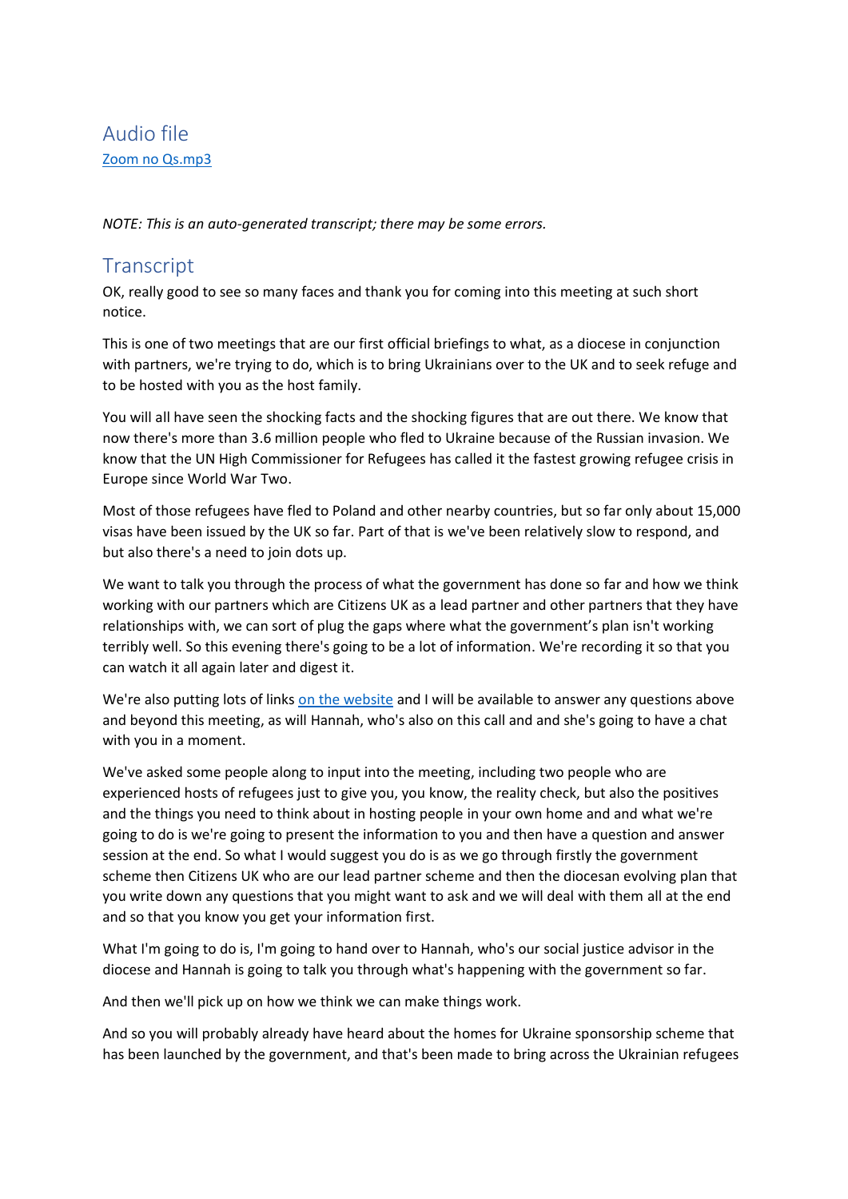## Audio file

[Zoom no Qs.mp3]

*NOTE: This is an auto-generated transcript; there may be some errors.*

## Transcript

OK, really good to see so many faces and thank you for coming into this meeting at such short notice.

This is one of two meetings that are our first official briefings to what, as a diocese in conjunction with partners, we're trying to do, which is to bring Ukrainians over to the UK and to seek refuge and to be hosted with you as the host family.

You will all have seen the shocking facts and the shocking figures that are out there. We know that now there's more than 3.6 million people who fled to Ukraine because of the Russian invasion. We know that the UN High Commissioner for Refugees has called it the fastest growing refugee crisis in Europe since World War Two.

Most of those refugees have fled to Poland and other nearby countries, but so far only about 15,000 visas have been issued by the UK so far. Part of that is we've been relatively slow to respond, and but also there's a need to join dots up.

We want to talk you through the process of what the government has done so far and how we think working with our partners which are Citizens UK as a lead partner and other partners that they have relationships with, we can sort of plug the gaps where what the government's plan isn't working terribly well. So this evening there's going to be a lot of information. We're recording it so that you can watch it all again later and digest it.

We're also putting lots of links [on the website] and I will be available to answer any questions above and beyond this meeting, as will Hannah, who's also on this call and and she's going to have a chat with you in a moment.

We've asked some people along to input into the meeting, including two people who are experienced hosts of refugees just to give you, you know, the reality check, but also the positives and the things you need to think about in hosting people in your own home and and what we're going to do is we're going to present the information to you and then have a question and answer session at the end. So what I would suggest you do is as we go through firstly the government scheme then Citizens UK who are our lead partner scheme and then the diocesan evolving plan that you write down any questions that you might want to ask and we will deal with them all at the end and so that you know you get your information first.

What I'm going to do is, I'm going to hand over to Hannah, who's our social justice advisor in the diocese and Hannah is going to talk you through what's happening with the government so far.

And then we'll pick up on how we think we can make things work.

And so you will probably already have heard about the homes for Ukraine sponsorship scheme that has been launched by the government, and that's been made to bring across the Ukrainian refugees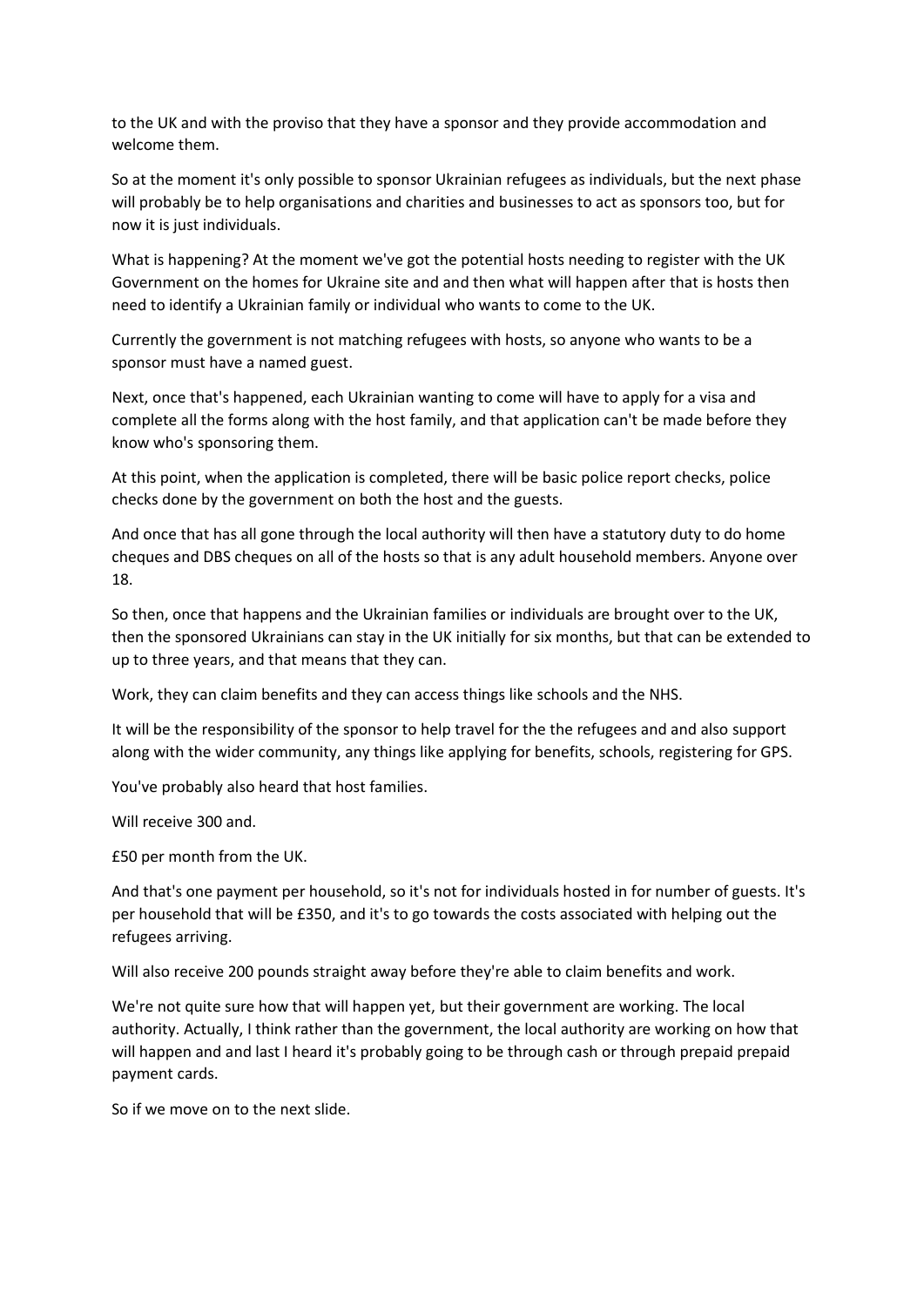to the UK and with the proviso that they have a sponsor and they provide accommodation and welcome them.

So at the moment it's only possible to sponsor Ukrainian refugees as individuals, but the next phase will probably be to help organisations and charities and businesses to act as sponsors too, but for now it is just individuals.

What is happening? At the moment we've got the potential hosts needing to register with the UK Government on the homes for Ukraine site and and then what will happen after that is hosts then need to identify a Ukrainian family or individual who wants to come to the UK.

Currently the government is not matching refugees with hosts, so anyone who wants to be a sponsor must have a named guest.

Next, once that's happened, each Ukrainian wanting to come will have to apply for a visa and complete all the forms along with the host family, and that application can't be made before they know who's sponsoring them.

At this point, when the application is completed, there will be basic police report checks, police checks done by the government on both the host and the guests.

And once that has all gone through the local authority will then have a statutory duty to do home cheques and DBS cheques on all of the hosts so that is any adult household members. Anyone over 18.

So then, once that happens and the Ukrainian families or individuals are brought over to the UK, then the sponsored Ukrainians can stay in the UK initially for six months, but that can be extended to up to three years, and that means that they can.

Work, they can claim benefits and they can access things like schools and the NHS.

It will be the responsibility of the sponsor to help travel for the the refugees and and also support along with the wider community, any things like applying for benefits, schools, registering for GPS.

You've probably also heard that host families.

Will receive 300 and.

£50 per month from the UK.

And that's one payment per household, so it's not for individuals hosted in for number of guests. It's per household that will be £350, and it's to go towards the costs associated with helping out the refugees arriving.

Will also receive 200 pounds straight away before they're able to claim benefits and work.

We're not quite sure how that will happen yet, but their government are working. The local authority. Actually, I think rather than the government, the local authority are working on how that will happen and and last I heard it's probably going to be through cash or through prepaid prepaid payment cards.

So if we move on to the next slide.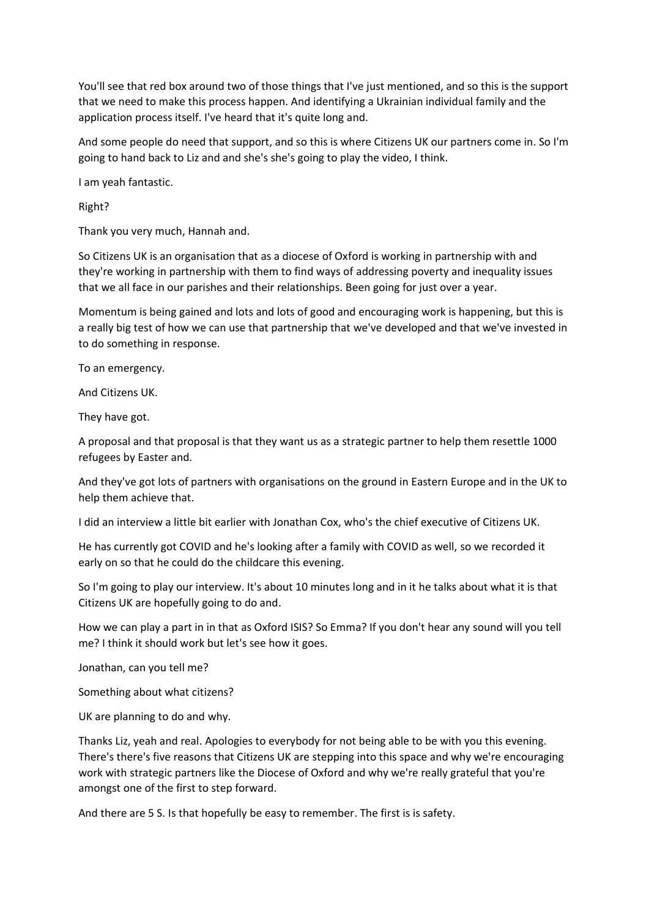You'll see that red box around two of those things that I've just mentioned, and so this is the support that we need to make this process happen. And identifying a Ukrainian individual family and the application process itself. I've heard that it's quite long and.

And some people do need that support, and so this is where Citizens UK our partners come in. So I'm going to hand back to Liz and and she's she's going to play the video, I think.

I am yeah fantastic.

Right?

Thank you very much, Hannah and.

So Citizens UK is an organisation that as a diocese of Oxford is working in partnership with and they're working in partnership with them to find ways of addressing poverty and inequality issues that we all face in our parishes and their relationships. Been going for just over a year.

Momentum is being gained and lots and lots of good and encouraging work is happening, but this is a really big test of how we can use that partnership that we've developed and that we've invested in to do something in response.

To an emergency.

And Citizens UK.

They have got.

A proposal and that proposal is that they want us as a strategic partner to help them resettle 1000 refugees by Easter and.

And they've got lots of partners with organisations on the ground in Eastern Europe and in the UK to help them achieve that.

I did an interview a little bit earlier with Jonathan Cox, who's the chief executive of Citizens UK.

He has currently got COVID and he's looking after a family with COVID as well, so we recorded it early on so that he could do the childcare this evening.

So I'm going to play our interview. It's about 10 minutes long and in it he talks about what it is that Citizens UK are hopefully going to do and.

How we can play a part in in that as Oxford ISIS? So Emma? If you don't hear any sound will you tell me? I think it should work but let's see how it goes.

Jonathan, can you tell me?

Something about what citizens?

UK are planning to do and why.

Thanks Liz, yeah and real. Apologies to everybody for not being able to be with you this evening. There's there's five reasons that Citizens UK are stepping into this space and why we're encouraging work with strategic partners like the Diocese of Oxford and why we're really grateful that you're amongst one of the first to step forward.

And there are 5 S. Is that hopefully be easy to remember. The first is is safety.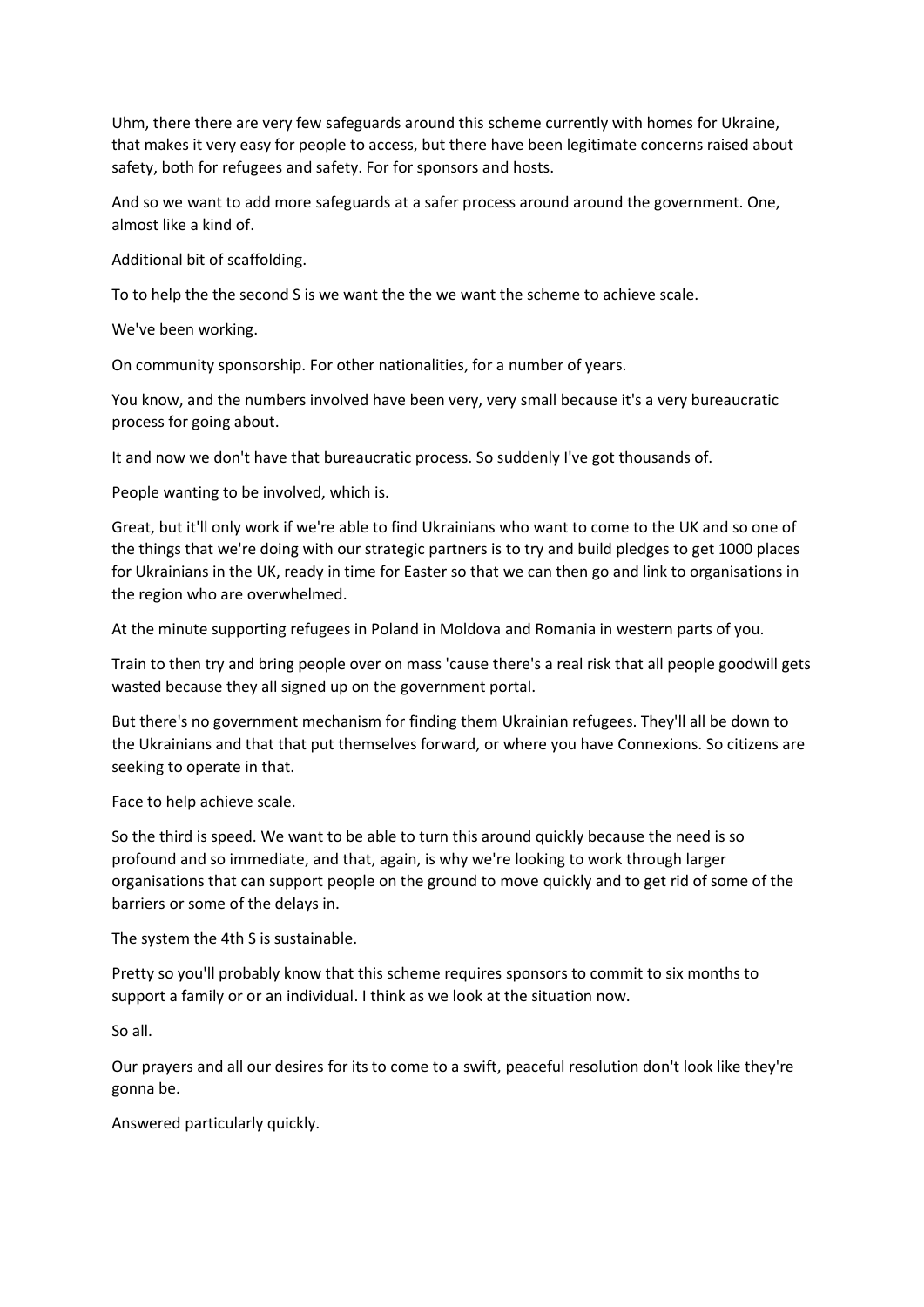Uhm, there there are very few safeguards around this scheme currently with homes for Ukraine, that makes it very easy for people to access, but there have been legitimate concerns raised about safety, both for refugees and safety. For for sponsors and hosts.

And so we want to add more safeguards at a safer process around around the government. One, almost like a kind of.

Additional bit of scaffolding.

To to help the the second S is we want the the we want the scheme to achieve scale.

We've been working.

On community sponsorship. For other nationalities, for a number of years.

You know, and the numbers involved have been very, very small because it's a very bureaucratic process for going about.

It and now we don't have that bureaucratic process. So suddenly I've got thousands of.

People wanting to be involved, which is.

Great, but it'll only work if we're able to find Ukrainians who want to come to the UK and so one of the things that we're doing with our strategic partners is to try and build pledges to get 1000 places for Ukrainians in the UK, ready in time for Easter so that we can then go and link to organisations in the region who are overwhelmed.

At the minute supporting refugees in Poland in Moldova and Romania in western parts of you.

Train to then try and bring people over on mass 'cause there's a real risk that all people goodwill gets wasted because they all signed up on the government portal.

But there's no government mechanism for finding them Ukrainian refugees. They'll all be down to the Ukrainians and that that put themselves forward, or where you have Connexions. So citizens are seeking to operate in that.

Face to help achieve scale.

So the third is speed. We want to be able to turn this around quickly because the need is so profound and so immediate, and that, again, is why we're looking to work through larger organisations that can support people on the ground to move quickly and to get rid of some of the barriers or some of the delays in.

The system the 4th S is sustainable.

Pretty so you'll probably know that this scheme requires sponsors to commit to six months to support a family or or an individual. I think as we look at the situation now.

So all.

Our prayers and all our desires for its to come to a swift, peaceful resolution don't look like they're gonna be.

Answered particularly quickly.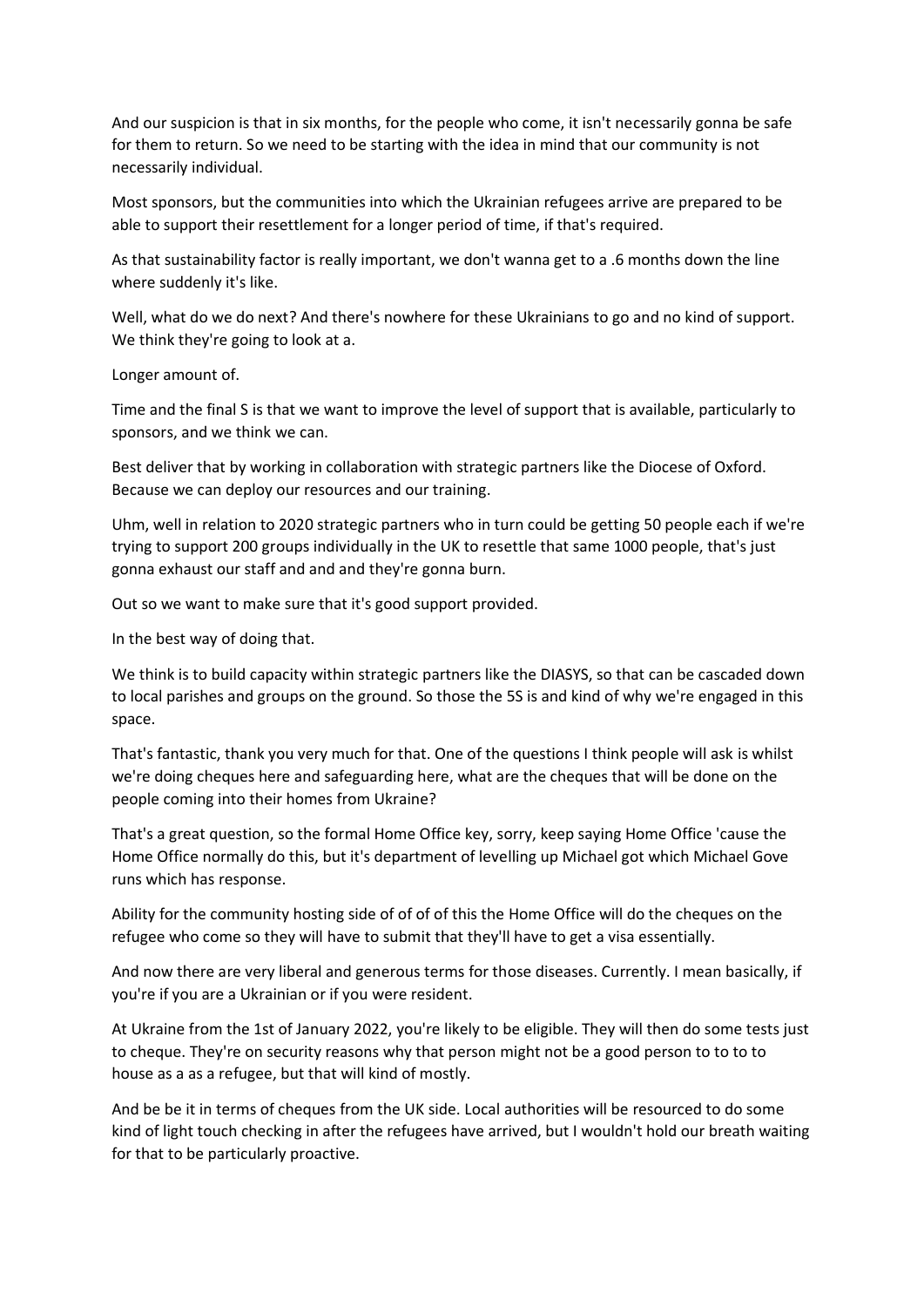And our suspicion is that in six months, for the people who come, it isn't necessarily gonna be safe for them to return. So we need to be starting with the idea in mind that our community is not necessarily individual.

Most sponsors, but the communities into which the Ukrainian refugees arrive are prepared to be able to support their resettlement for a longer period of time, if that's required.

As that sustainability factor is really important, we don't wanna get to a .6 months down the line where suddenly it's like.

Well, what do we do next? And there's nowhere for these Ukrainians to go and no kind of support. We think they're going to look at a.

Longer amount of.

Time and the final S is that we want to improve the level of support that is available, particularly to sponsors, and we think we can.

Best deliver that by working in collaboration with strategic partners like the Diocese of Oxford. Because we can deploy our resources and our training.

Uhm, well in relation to 2020 strategic partners who in turn could be getting 50 people each if we're trying to support 200 groups individually in the UK to resettle that same 1000 people, that's just gonna exhaust our staff and and and they're gonna burn.

Out so we want to make sure that it's good support provided.

In the best way of doing that.

We think is to build capacity within strategic partners like the DIASYS, so that can be cascaded down to local parishes and groups on the ground. So those the 5S is and kind of why we're engaged in this space.

That's fantastic, thank you very much for that. One of the questions I think people will ask is whilst we're doing cheques here and safeguarding here, what are the cheques that will be done on the people coming into their homes from Ukraine?

That's a great question, so the formal Home Office key, sorry, keep saying Home Office 'cause the Home Office normally do this, but it's department of levelling up Michael got which Michael Gove runs which has response.

Ability for the community hosting side of of of of of this the Home Office will do the cheques on the refugee who come so they will have to submit that they'll have to get a visa essentially.

And now there are very liberal and generous terms for those diseases. Currently. I mean basically, if you're if you are a Ukrainian or if you were resident.

At Ukraine from the 1st of January 2022, you're likely to be eligible. They will then do some tests just to cheque. They're on security reasons why that person might not be a good person to to to to house as a as a refugee, but that will kind of mostly.

And be be it in terms of cheques from the UK side. Local authorities will be resourced to do some kind of light touch checking in after the refugees have arrived, but I wouldn't hold our breath waiting for that to be particularly proactive.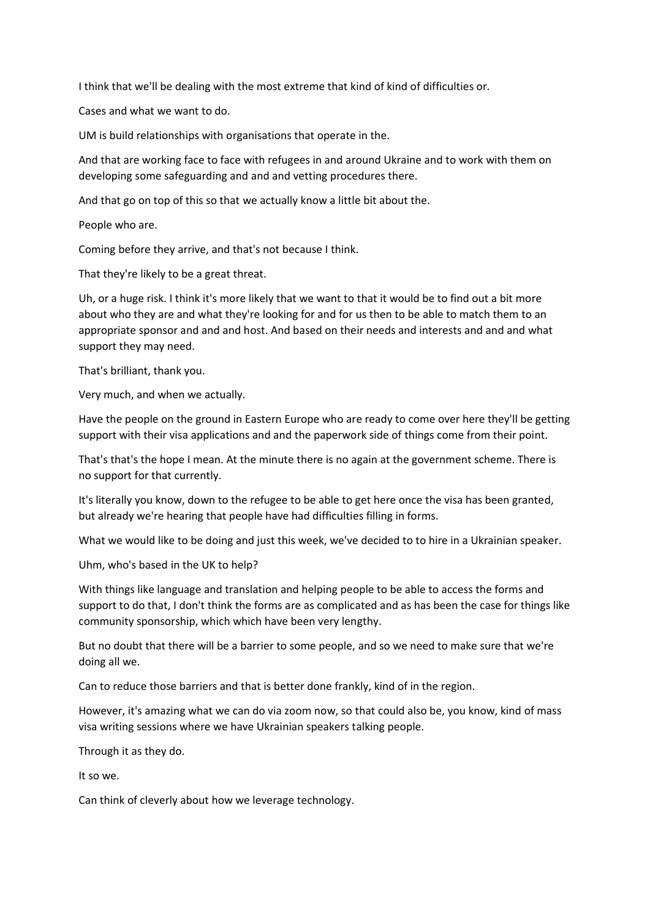I think that we'll be dealing with the most extreme that kind of kind of difficulties or.

Cases and what we want to do.

UM is build relationships with organisations that operate in the.

And that are working face to face with refugees in and around Ukraine and to work with them on developing some safeguarding and and and vetting procedures there.

And that go on top of this so that we actually know a little bit about the.

People who are.

Coming before they arrive, and that's not because I think.

That they're likely to be a great threat.

Uh, or a huge risk. I think it's more likely that we want to that it would be to find out a bit more about who they are and what they're looking for and for us then to be able to match them to an appropriate sponsor and and and host. And based on their needs and interests and and and what support they may need.

That's brilliant, thank you.

Very much, and when we actually.

Have the people on the ground in Eastern Europe who are ready to come over here they'll be getting support with their visa applications and and the paperwork side of things come from their point.

That's that's the hope I mean. At the minute there is no again at the government scheme. There is no support for that currently.

It's literally you know, down to the refugee to be able to get here once the visa has been granted, but already we're hearing that people have had difficulties filling in forms.

What we would like to be doing and just this week, we've decided to to hire in a Ukrainian speaker.

Uhm, who's based in the UK to help?

With things like language and translation and helping people to be able to access the forms and support to do that, I don't think the forms are as complicated and as has been the case for things like community sponsorship, which which have been very lengthy.

But no doubt that there will be a barrier to some people, and so we need to make sure that we're doing all we.

Can to reduce those barriers and that is better done frankly, kind of in the region.

However, it's amazing what we can do via zoom now, so that could also be, you know, kind of mass visa writing sessions where we have Ukrainian speakers talking people.

Through it as they do.

It so we.

Can think of cleverly about how we leverage technology.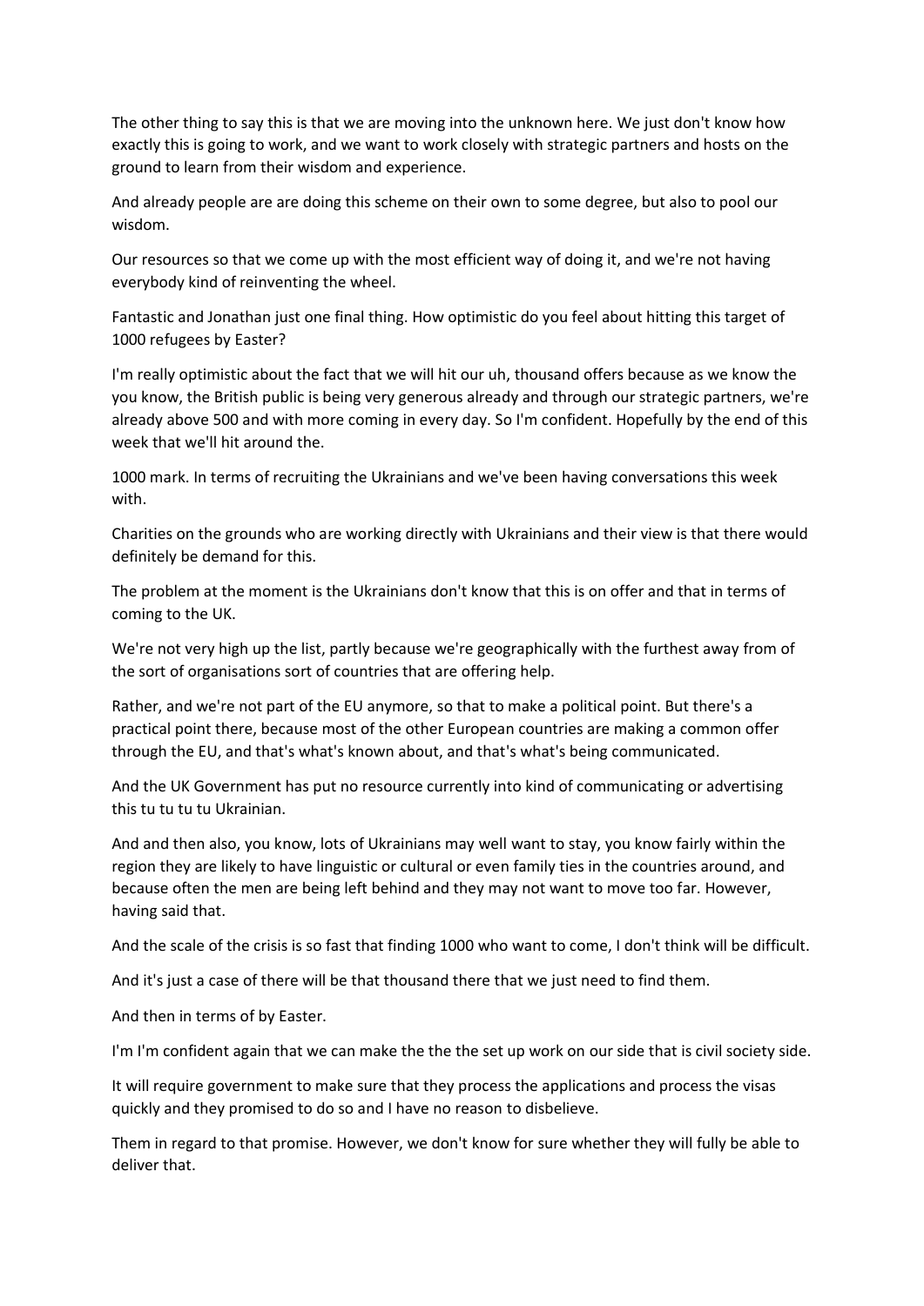The other thing to say this is that we are moving into the unknown here. We just don't know how exactly this is going to work, and we want to work closely with strategic partners and hosts on the ground to learn from their wisdom and experience.

And already people are are doing this scheme on their own to some degree, but also to pool our wisdom.

Our resources so that we come up with the most efficient way of doing it, and we're not having everybody kind of reinventing the wheel.

Fantastic and Jonathan just one final thing. How optimistic do you feel about hitting this target of 1000 refugees by Easter?

I'm really optimistic about the fact that we will hit our uh, thousand offers because as we know the you know, the British public is being very generous already and through our strategic partners, we're already above 500 and with more coming in every day. So I'm confident. Hopefully by the end of this week that we'll hit around the.

1000 mark. In terms of recruiting the Ukrainians and we've been having conversations this week with.

Charities on the grounds who are working directly with Ukrainians and their view is that there would definitely be demand for this.

The problem at the moment is the Ukrainians don't know that this is on offer and that in terms of coming to the UK.

We're not very high up the list, partly because we're geographically with the furthest away from of the sort of organisations sort of countries that are offering help.

Rather, and we're not part of the EU anymore, so that to make a political point. But there's a practical point there, because most of the other European countries are making a common offer through the EU, and that's what's known about, and that's what's being communicated.

And the UK Government has put no resource currently into kind of communicating or advertising this tu tu tu tu Ukrainian.

And and then also, you know, lots of Ukrainians may well want to stay, you know fairly within the region they are likely to have linguistic or cultural or even family ties in the countries around, and because often the men are being left behind and they may not want to move too far. However, having said that.

And the scale of the crisis is so fast that finding 1000 who want to come, I don't think will be difficult.

And it's just a case of there will be that thousand there that we just need to find them.

And then in terms of by Easter.

I'm I'm confident again that we can make the the the set up work on our side that is civil society side.

It will require government to make sure that they process the applications and process the visas quickly and they promised to do so and I have no reason to disbelieve.

Them in regard to that promise. However, we don't know for sure whether they will fully be able to deliver that.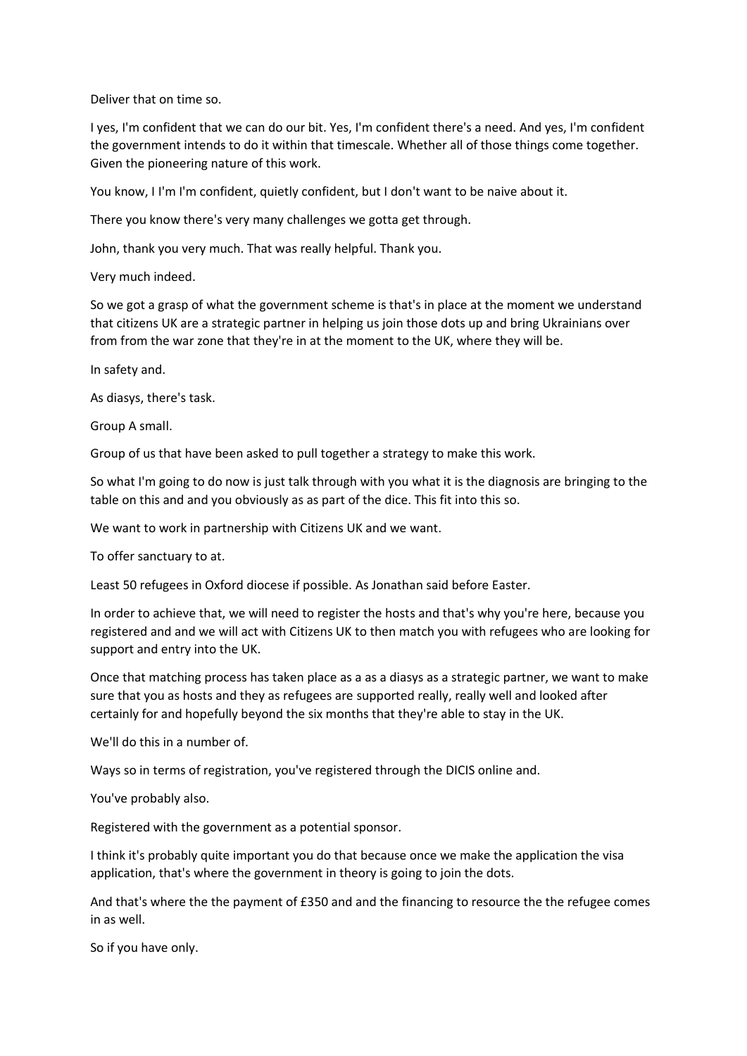Deliver that on time so.

I yes, I'm confident that we can do our bit. Yes, I'm confident there's a need. And yes, I'm confident the government intends to do it within that timescale. Whether all of those things come together. Given the pioneering nature of this work.

You know, I I'm I'm confident, quietly confident, but I don't want to be naive about it.

There you know there's very many challenges we gotta get through.

John, thank you very much. That was really helpful. Thank you.

Very much indeed.

So we got a grasp of what the government scheme is that's in place at the moment we understand that citizens UK are a strategic partner in helping us join those dots up and bring Ukrainians over from from the war zone that they're in at the moment to the UK, where they will be.

In safety and.

As diasys, there's task.

Group A small.

Group of us that have been asked to pull together a strategy to make this work.

So what I'm going to do now is just talk through with you what it is the diagnosis are bringing to the table on this and and you obviously as as part of the dice. This fit into this so.

We want to work in partnership with Citizens UK and we want.

To offer sanctuary to at.

Least 50 refugees in Oxford diocese if possible. As Jonathan said before Easter.

In order to achieve that, we will need to register the hosts and that's why you're here, because you registered and and we will act with Citizens UK to then match you with refugees who are looking for support and entry into the UK.

Once that matching process has taken place as a as a diasys as a strategic partner, we want to make sure that you as hosts and they as refugees are supported really, really well and looked after certainly for and hopefully beyond the six months that they're able to stay in the UK.

We'll do this in a number of.

Ways so in terms of registration, you've registered through the DICIS online and.

You've probably also.

Registered with the government as a potential sponsor.

I think it's probably quite important you do that because once we make the application the visa application, that's where the government in theory is going to join the dots.

And that's where the the payment of £350 and and the financing to resource the the refugee comes in as well.

So if you have only.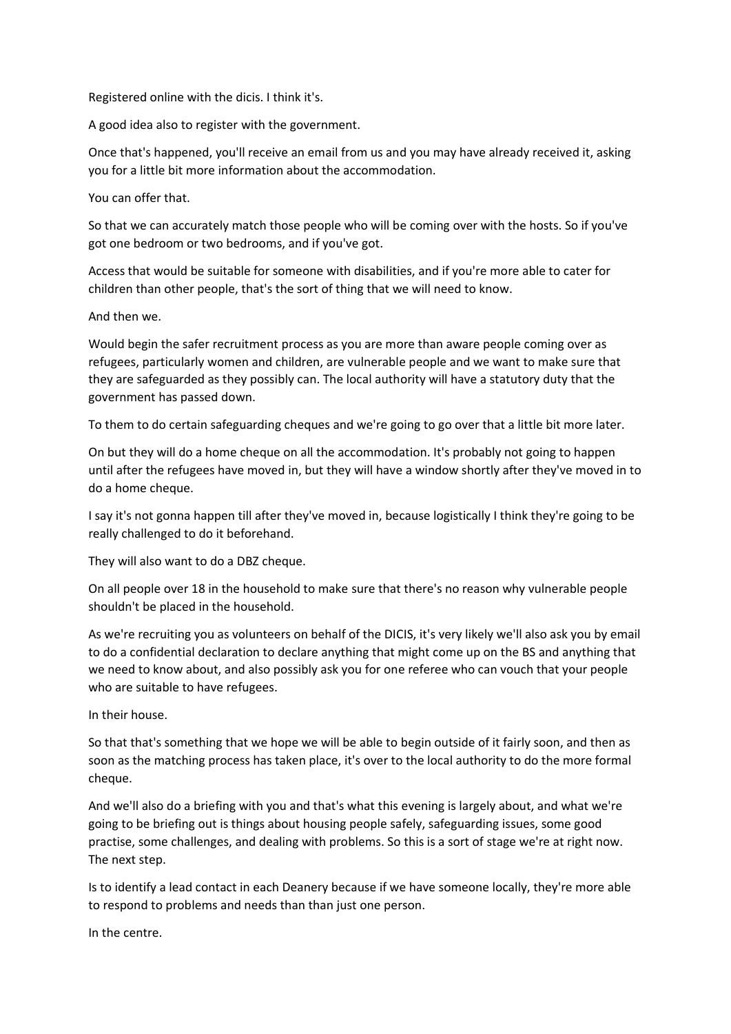Registered online with the dicis. I think it's.

A good idea also to register with the government.

Once that's happened, you'll receive an email from us and you may have already received it, asking you for a little bit more information about the accommodation.

You can offer that.

So that we can accurately match those people who will be coming over with the hosts. So if you've got one bedroom or two bedrooms, and if you've got.

Access that would be suitable for someone with disabilities, and if you're more able to cater for children than other people, that's the sort of thing that we will need to know.

And then we.

Would begin the safer recruitment process as you are more than aware people coming over as refugees, particularly women and children, are vulnerable people and we want to make sure that they are safeguarded as they possibly can. The local authority will have a statutory duty that the government has passed down.

To them to do certain safeguarding cheques and we're going to go over that a little bit more later.

On but they will do a home cheque on all the accommodation. It's probably not going to happen until after the refugees have moved in, but they will have a window shortly after they've moved in to do a home cheque.

I say it's not gonna happen till after they've moved in, because logistically I think they're going to be really challenged to do it beforehand.

They will also want to do a DBZ cheque.

On all people over 18 in the household to make sure that there's no reason why vulnerable people shouldn't be placed in the household.

As we're recruiting you as volunteers on behalf of the DICIS, it's very likely we'll also ask you by email to do a confidential declaration to declare anything that might come up on the BS and anything that we need to know about, and also possibly ask you for one referee who can vouch that your people who are suitable to have refugees.

In their house.

So that that's something that we hope we will be able to begin outside of it fairly soon, and then as soon as the matching process has taken place, it's over to the local authority to do the more formal cheque.

And we'll also do a briefing with you and that's what this evening is largely about, and what we're going to be briefing out is things about housing people safely, safeguarding issues, some good practise, some challenges, and dealing with problems. So this is a sort of stage we're at right now. The next step.

Is to identify a lead contact in each Deanery because if we have someone locally, they're more able to respond to problems and needs than than just one person.

In the centre.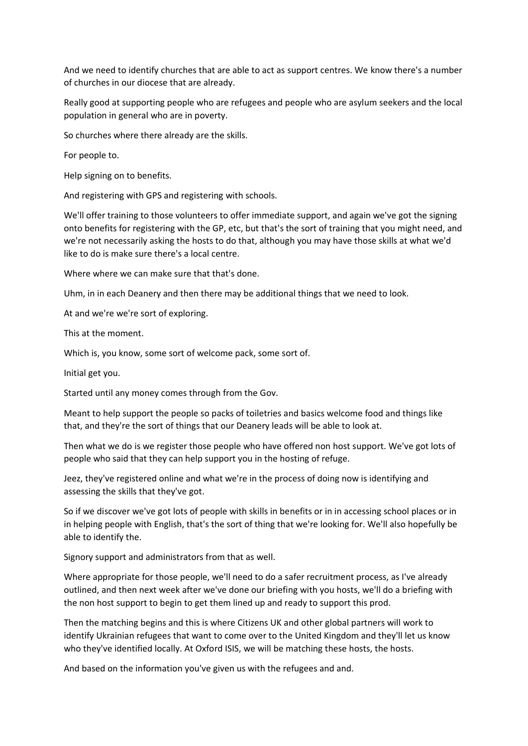And we need to identify churches that are able to act as support centres. We know there's a number of churches in our diocese that are already.

Really good at supporting people who are refugees and people who are asylum seekers and the local population in general who are in poverty.

So churches where there already are the skills.

For people to.

Help signing on to benefits.

And registering with GPS and registering with schools.

We'll offer training to those volunteers to offer immediate support, and again we've got the signing onto benefits for registering with the GP, etc, but that's the sort of training that you might need, and we're not necessarily asking the hosts to do that, although you may have those skills at what we'd like to do is make sure there's a local centre.

Where where we can make sure that that's done.

Uhm, in in each Deanery and then there may be additional things that we need to look.

At and we're we're sort of exploring.

This at the moment.

Which is, you know, some sort of welcome pack, some sort of.

Initial get you.

Started until any money comes through from the Gov.

Meant to help support the people so packs of toiletries and basics welcome food and things like that, and they're the sort of things that our Deanery leads will be able to look at.

Then what we do is we register those people who have offered non host support. We've got lots of people who said that they can help support you in the hosting of refuge.

Jeez, they've registered online and what we're in the process of doing now is identifying and assessing the skills that they've got.

So if we discover we've got lots of people with skills in benefits or in in accessing school places or in in helping people with English, that's the sort of thing that we're looking for. We'll also hopefully be able to identify the.

Signory support and administrators from that as well.

Where appropriate for those people, we'll need to do a safer recruitment process, as I've already outlined, and then next week after we've done our briefing with you hosts, we'll do a briefing with the non host support to begin to get them lined up and ready to support this prod.

Then the matching begins and this is where Citizens UK and other global partners will work to identify Ukrainian refugees that want to come over to the United Kingdom and they'll let us know who they've identified locally. At Oxford ISIS, we will be matching these hosts, the hosts.

And based on the information you've given us with the refugees and and.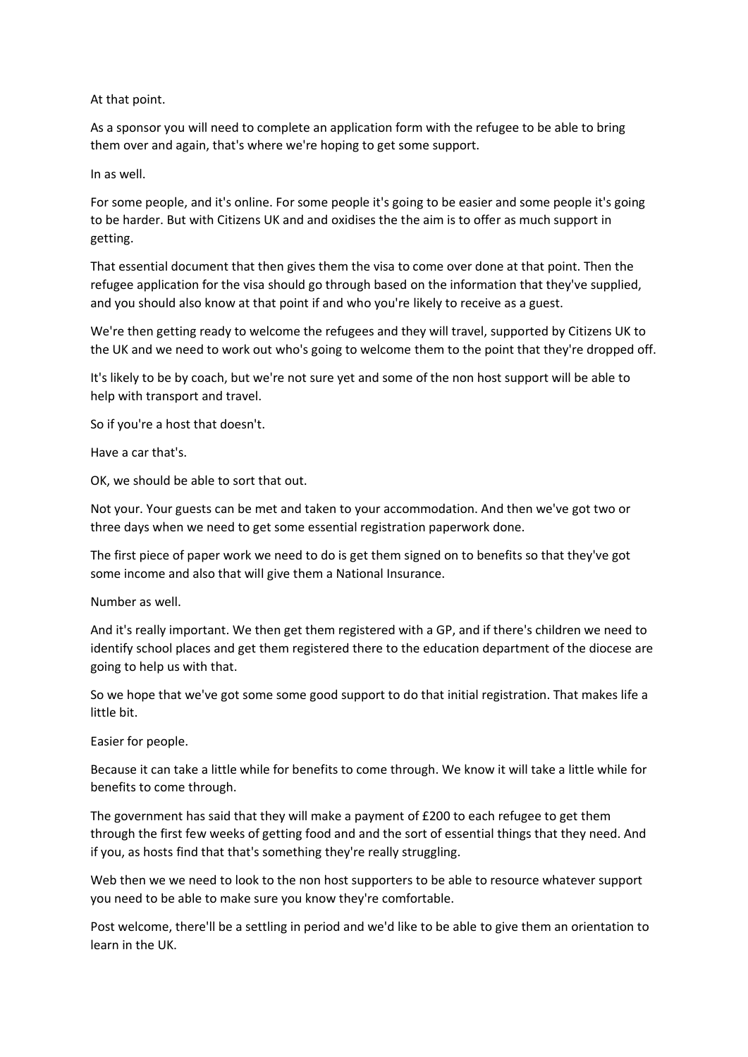At that point.

As a sponsor you will need to complete an application form with the refugee to be able to bring them over and again, that's where we're hoping to get some support.

In as well.

For some people, and it's online. For some people it's going to be easier and some people it's going to be harder. But with Citizens UK and and oxidises the the aim is to offer as much support in getting.

That essential document that then gives them the visa to come over done at that point. Then the refugee application for the visa should go through based on the information that they've supplied, and you should also know at that point if and who you're likely to receive as a guest.

We're then getting ready to welcome the refugees and they will travel, supported by Citizens UK to the UK and we need to work out who's going to welcome them to the point that they're dropped off.

It's likely to be by coach, but we're not sure yet and some of the non host support will be able to help with transport and travel.

So if you're a host that doesn't.

Have a car that's.

OK, we should be able to sort that out.

Not your. Your guests can be met and taken to your accommodation. And then we've got two or three days when we need to get some essential registration paperwork done.

The first piece of paper work we need to do is get them signed on to benefits so that they've got some income and also that will give them a National Insurance.

Number as well.

And it's really important. We then get them registered with a GP, and if there's children we need to identify school places and get them registered there to the education department of the diocese are going to help us with that.

So we hope that we've got some some good support to do that initial registration. That makes life a little bit.

Easier for people.

Because it can take a little while for benefits to come through. We know it will take a little while for benefits to come through.

The government has said that they will make a payment of £200 to each refugee to get them through the first few weeks of getting food and and the sort of essential things that they need. And if you, as hosts find that that's something they're really struggling.

Web then we we need to look to the non host supporters to be able to resource whatever support you need to be able to make sure you know they're comfortable.

Post welcome, there'll be a settling in period and we'd like to be able to give them an orientation to learn in the UK.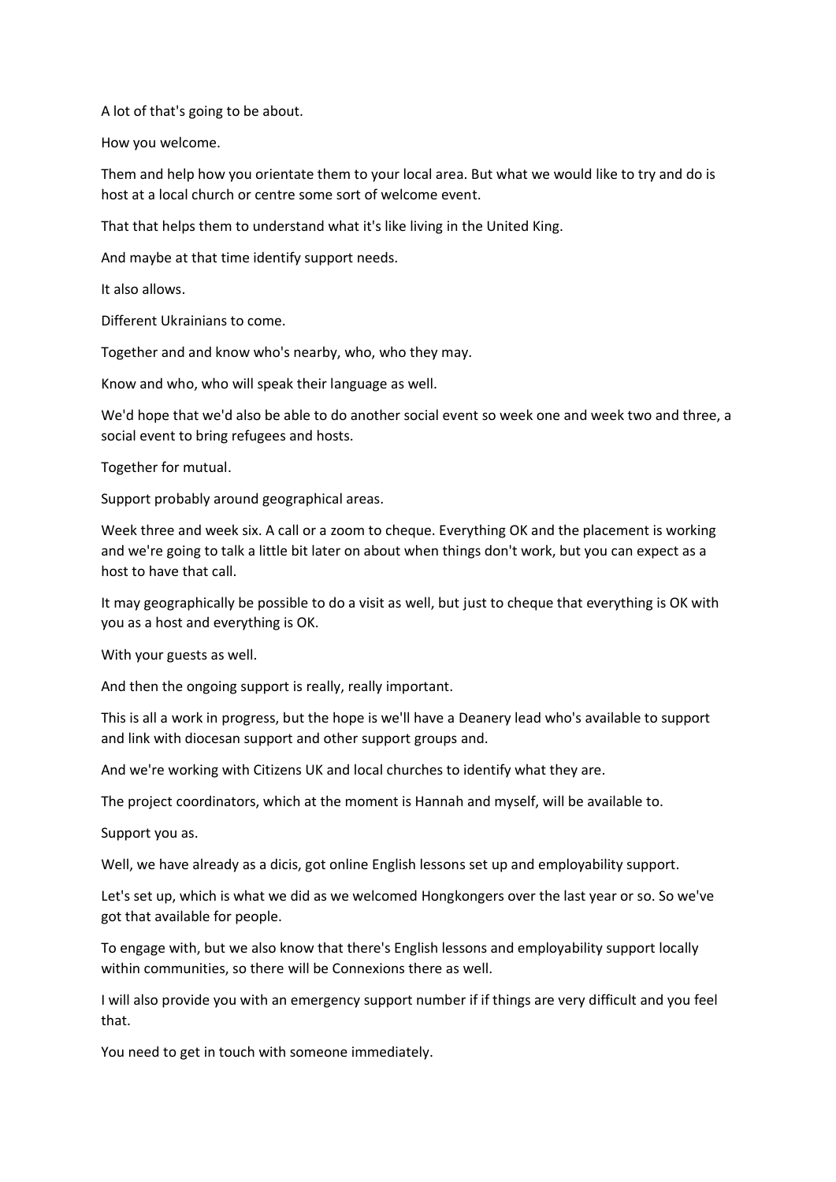A lot of that's going to be about.

How you welcome.

Them and help how you orientate them to your local area. But what we would like to try and do is host at a local church or centre some sort of welcome event.

That that helps them to understand what it's like living in the United King.

And maybe at that time identify support needs.

It also allows.

Different Ukrainians to come.

Together and and know who's nearby, who, who they may.

Know and who, who will speak their language as well.

We'd hope that we'd also be able to do another social event so week one and week two and three, a social event to bring refugees and hosts.

Together for mutual.

Support probably around geographical areas.

Week three and week six. A call or a zoom to cheque. Everything OK and the placement is working and we're going to talk a little bit later on about when things don't work, but you can expect as a host to have that call.

It may geographically be possible to do a visit as well, but just to cheque that everything is OK with you as a host and everything is OK.

With your guests as well.

And then the ongoing support is really, really important.

This is all a work in progress, but the hope is we'll have a Deanery lead who's available to support and link with diocesan support and other support groups and.

And we're working with Citizens UK and local churches to identify what they are.

The project coordinators, which at the moment is Hannah and myself, will be available to.

Support you as.

Well, we have already as a dicis, got online English lessons set up and employability support.

Let's set up, which is what we did as we welcomed Hongkongers over the last year or so. So we've got that available for people.

To engage with, but we also know that there's English lessons and employability support locally within communities, so there will be Connexions there as well.

I will also provide you with an emergency support number if if things are very difficult and you feel that.

You need to get in touch with someone immediately.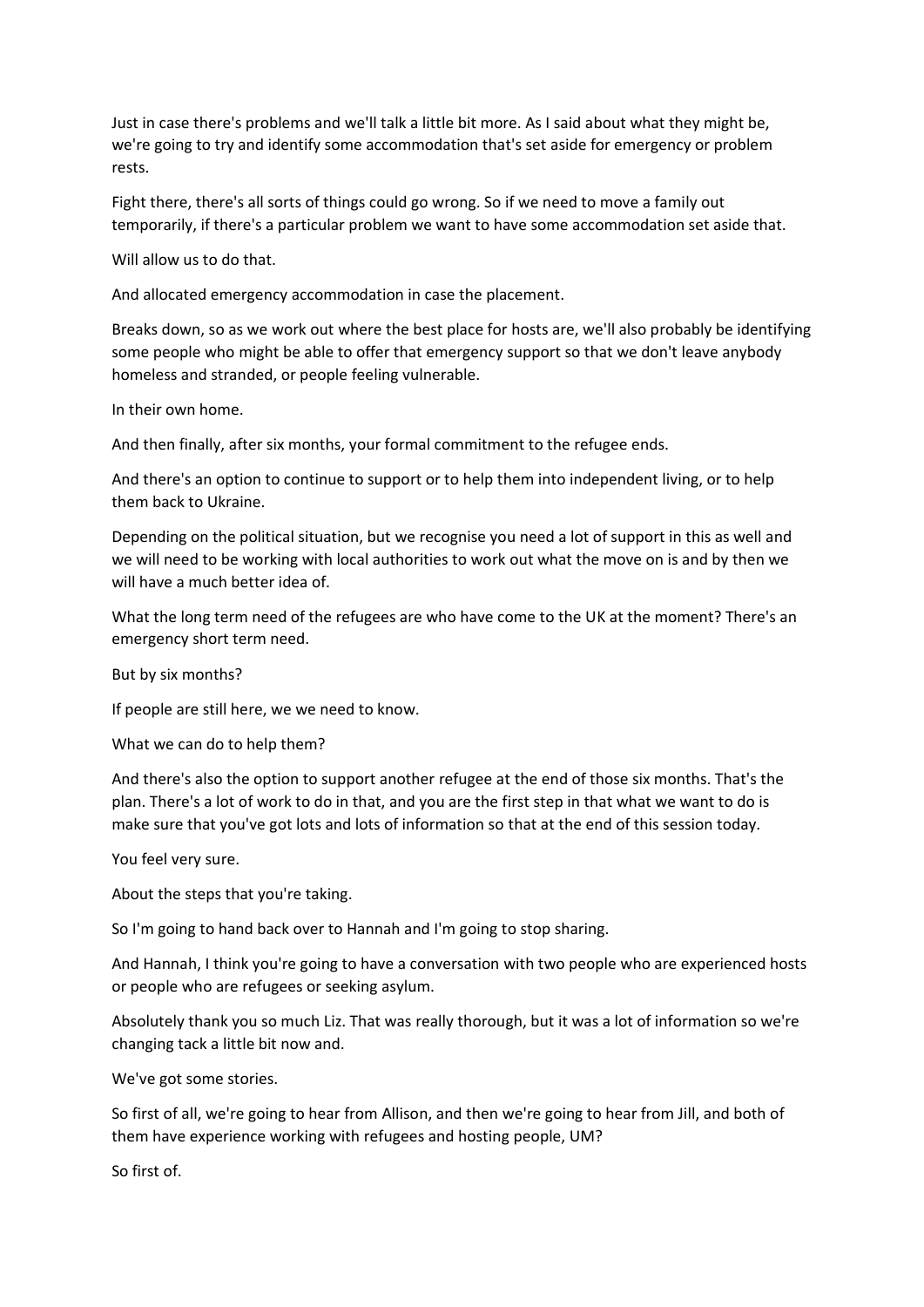Just in case there's problems and we'll talk a little bit more. As I said about what they might be, we're going to try and identify some accommodation that's set aside for emergency or problem rests.

Fight there, there's all sorts of things could go wrong. So if we need to move a family out temporarily, if there's a particular problem we want to have some accommodation set aside that.

Will allow us to do that.

And allocated emergency accommodation in case the placement.

Breaks down, so as we work out where the best place for hosts are, we'll also probably be identifying some people who might be able to offer that emergency support so that we don't leave anybody homeless and stranded, or people feeling vulnerable.

In their own home.

And then finally, after six months, your formal commitment to the refugee ends.

And there's an option to continue to support or to help them into independent living, or to help them back to Ukraine.

Depending on the political situation, but we recognise you need a lot of support in this as well and we will need to be working with local authorities to work out what the move on is and by then we will have a much better idea of.

What the long term need of the refugees are who have come to the UK at the moment? There's an emergency short term need.

But by six months?

If people are still here, we we need to know.

What we can do to help them?

And there's also the option to support another refugee at the end of those six months. That's the plan. There's a lot of work to do in that, and you are the first step in that what we want to do is make sure that you've got lots and lots of information so that at the end of this session today.

You feel very sure.

About the steps that you're taking.

So I'm going to hand back over to Hannah and I'm going to stop sharing.

And Hannah, I think you're going to have a conversation with two people who are experienced hosts or people who are refugees or seeking asylum.

Absolutely thank you so much Liz. That was really thorough, but it was a lot of information so we're changing tack a little bit now and.

We've got some stories.

So first of all, we're going to hear from Allison, and then we're going to hear from Jill, and both of them have experience working with refugees and hosting people, UM?

So first of.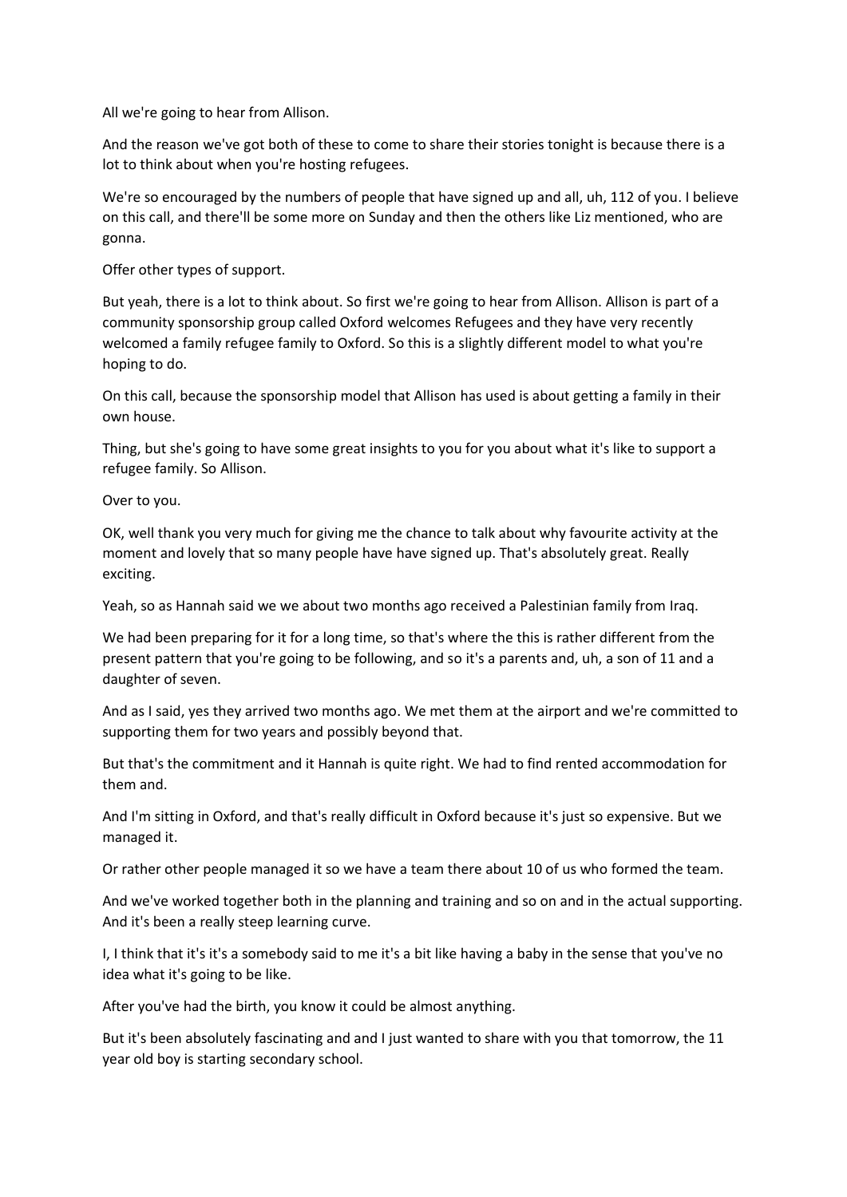All we're going to hear from Allison.

And the reason we've got both of these to come to share their stories tonight is because there is a lot to think about when you're hosting refugees.

We're so encouraged by the numbers of people that have signed up and all, uh, 112 of you. I believe on this call, and there'll be some more on Sunday and then the others like Liz mentioned, who are gonna.

Offer other types of support.

But yeah, there is a lot to think about. So first we're going to hear from Allison. Allison is part of a community sponsorship group called Oxford welcomes Refugees and they have very recently welcomed a family refugee family to Oxford. So this is a slightly different model to what you're hoping to do.

On this call, because the sponsorship model that Allison has used is about getting a family in their own house.

Thing, but she's going to have some great insights to you for you about what it's like to support a refugee family. So Allison.

Over to you.

OK, well thank you very much for giving me the chance to talk about why favourite activity at the moment and lovely that so many people have have signed up. That's absolutely great. Really exciting.

Yeah, so as Hannah said we we about two months ago received a Palestinian family from Iraq.

We had been preparing for it for a long time, so that's where the this is rather different from the present pattern that you're going to be following, and so it's a parents and, uh, a son of 11 and a daughter of seven.

And as I said, yes they arrived two months ago. We met them at the airport and we're committed to supporting them for two years and possibly beyond that.

But that's the commitment and it Hannah is quite right. We had to find rented accommodation for them and.

And I'm sitting in Oxford, and that's really difficult in Oxford because it's just so expensive. But we managed it.

Or rather other people managed it so we have a team there about 10 of us who formed the team.

And we've worked together both in the planning and training and so on and in the actual supporting. And it's been a really steep learning curve.

I, I think that it's it's a somebody said to me it's a bit like having a baby in the sense that you've no idea what it's going to be like.

After you've had the birth, you know it could be almost anything.

But it's been absolutely fascinating and and I just wanted to share with you that tomorrow, the 11 year old boy is starting secondary school.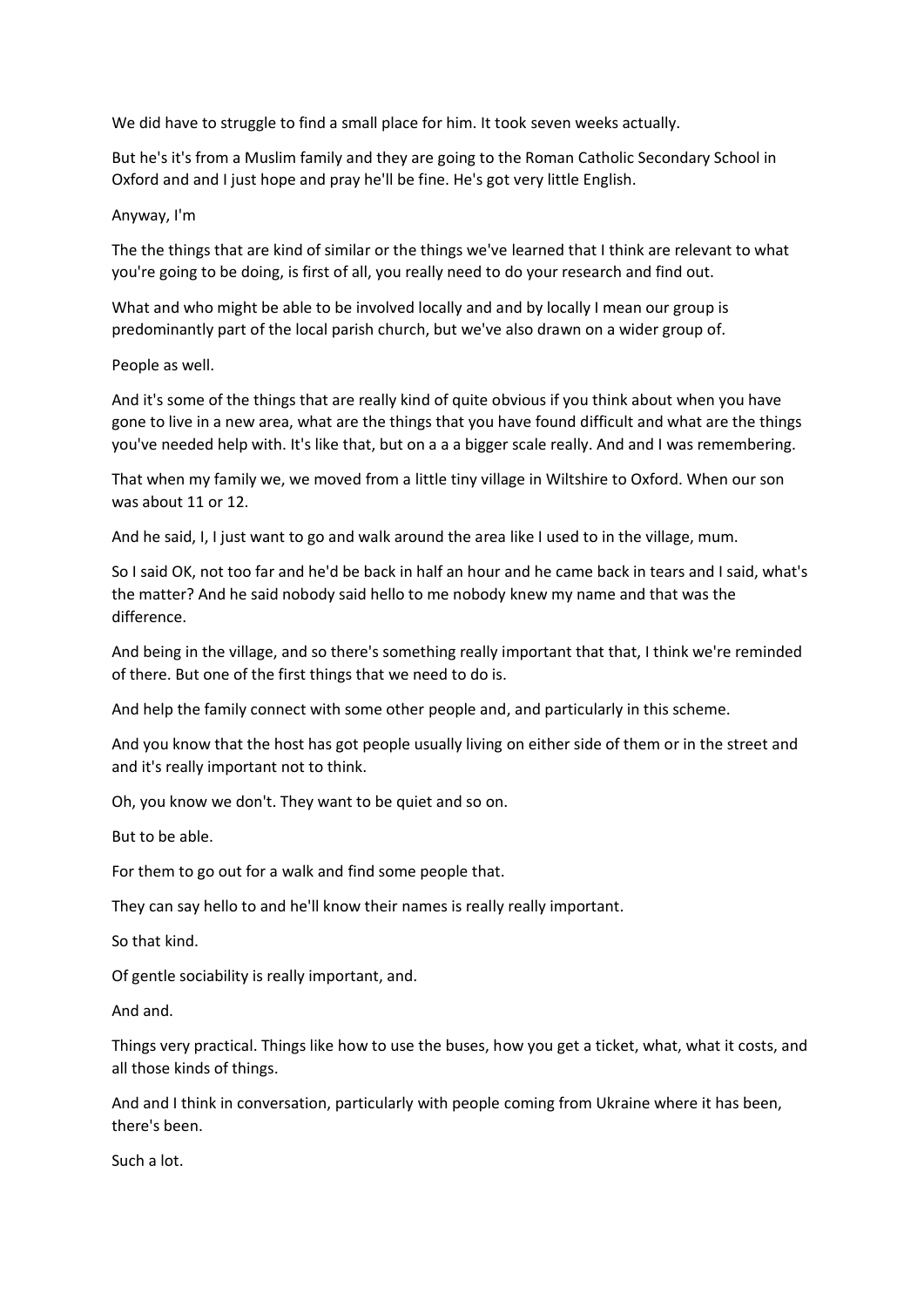We did have to struggle to find a small place for him. It took seven weeks actually.

But he's it's from a Muslim family and they are going to the Roman Catholic Secondary School in Oxford and and I just hope and pray he'll be fine. He's got very little English.

Anyway, I'm

The the things that are kind of similar or the things we've learned that I think are relevant to what you're going to be doing, is first of all, you really need to do your research and find out.

What and who might be able to be involved locally and and by locally I mean our group is predominantly part of the local parish church, but we've also drawn on a wider group of.

People as well.

And it's some of the things that are really kind of quite obvious if you think about when you have gone to live in a new area, what are the things that you have found difficult and what are the things you've needed help with. It's like that, but on a a a bigger scale really. And and I was remembering.

That when my family we, we moved from a little tiny village in Wiltshire to Oxford. When our son was about 11 or 12.

And he said, I, I just want to go and walk around the area like I used to in the village, mum.

So I said OK, not too far and he'd be back in half an hour and he came back in tears and I said, what's the matter? And he said nobody said hello to me nobody knew my name and that was the difference.

And being in the village, and so there's something really important that that, I think we're reminded of there. But one of the first things that we need to do is.

And help the family connect with some other people and, and particularly in this scheme.

And you know that the host has got people usually living on either side of them or in the street and and it's really important not to think.

Oh, you know we don't. They want to be quiet and so on.

But to be able.

For them to go out for a walk and find some people that.

They can say hello to and he'll know their names is really really important.

So that kind.

Of gentle sociability is really important, and.

And and.

Things very practical. Things like how to use the buses, how you get a ticket, what, what it costs, and all those kinds of things.

And and I think in conversation, particularly with people coming from Ukraine where it has been, there's been.

Such a lot.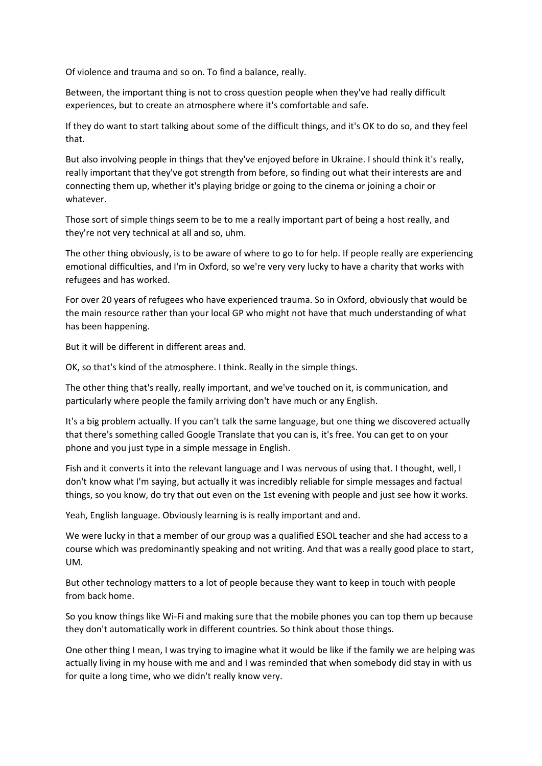Of violence and trauma and so on. To find a balance, really.

Between, the important thing is not to cross question people when they've had really difficult experiences, but to create an atmosphere where it's comfortable and safe.

If they do want to start talking about some of the difficult things, and it's OK to do so, and they feel that.

But also involving people in things that they've enjoyed before in Ukraine. I should think it's really, really important that they've got strength from before, so finding out what their interests are and connecting them up, whether it's playing bridge or going to the cinema or joining a choir or whatever.

Those sort of simple things seem to be to me a really important part of being a host really, and they're not very technical at all and so, uhm.

The other thing obviously, is to be aware of where to go to for help. If people really are experiencing emotional difficulties, and I'm in Oxford, so we're very very lucky to have a charity that works with refugees and has worked.

For over 20 years of refugees who have experienced trauma. So in Oxford, obviously that would be the main resource rather than your local GP who might not have that much understanding of what has been happening.

But it will be different in different areas and.

OK, so that's kind of the atmosphere. I think. Really in the simple things.

The other thing that's really, really important, and we've touched on it, is communication, and particularly where people the family arriving don't have much or any English.

It's a big problem actually. If you can't talk the same language, but one thing we discovered actually that there's something called Google Translate that you can is, it's free. You can get to on your phone and you just type in a simple message in English.

Fish and it converts it into the relevant language and I was nervous of using that. I thought, well, I don't know what I'm saying, but actually it was incredibly reliable for simple messages and factual things, so you know, do try that out even on the 1st evening with people and just see how it works.

Yeah, English language. Obviously learning is is really important and and.

We were lucky in that a member of our group was a qualified ESOL teacher and she had access to a course which was predominantly speaking and not writing. And that was a really good place to start, UM.

But other technology matters to a lot of people because they want to keep in touch with people from back home.

So you know things like Wi-Fi and making sure that the mobile phones you can top them up because they don't automatically work in different countries. So think about those things.

One other thing I mean, I was trying to imagine what it would be like if the family we are helping was actually living in my house with me and and I was reminded that when somebody did stay in with us for quite a long time, who we didn't really know very.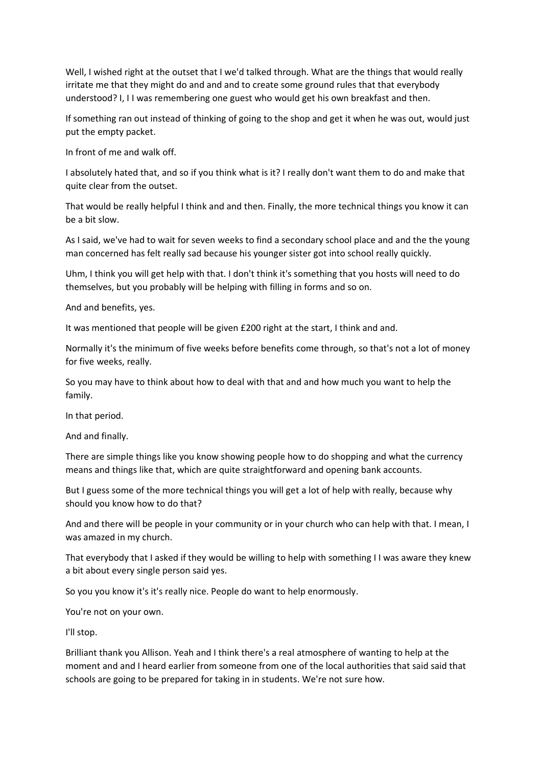Well, I wished right at the outset that I we'd talked through. What are the things that would really irritate me that they might do and and and to create some ground rules that that everybody understood? I, I I was remembering one guest who would get his own breakfast and then.

If something ran out instead of thinking of going to the shop and get it when he was out, would just put the empty packet.

In front of me and walk off.

I absolutely hated that, and so if you think what is it? I really don't want them to do and make that quite clear from the outset.

That would be really helpful I think and and then. Finally, the more technical things you know it can be a bit slow.

As I said, we've had to wait for seven weeks to find a secondary school place and and the the young man concerned has felt really sad because his younger sister got into school really quickly.

Uhm, I think you will get help with that. I don't think it's something that you hosts will need to do themselves, but you probably will be helping with filling in forms and so on.

And and benefits, yes.

It was mentioned that people will be given £200 right at the start, I think and and.

Normally it's the minimum of five weeks before benefits come through, so that's not a lot of money for five weeks, really.

So you may have to think about how to deal with that and and how much you want to help the family.

In that period.

And and finally.

There are simple things like you know showing people how to do shopping and what the currency means and things like that, which are quite straightforward and opening bank accounts.

But I guess some of the more technical things you will get a lot of help with really, because why should you know how to do that?

And and there will be people in your community or in your church who can help with that. I mean, I was amazed in my church.

That everybody that I asked if they would be willing to help with something I I was aware they knew a bit about every single person said yes.

So you you know it's it's really nice. People do want to help enormously.

You're not on your own.

I'll stop.

Brilliant thank you Allison. Yeah and I think there's a real atmosphere of wanting to help at the moment and and I heard earlier from someone from one of the local authorities that said said that schools are going to be prepared for taking in in students. We're not sure how.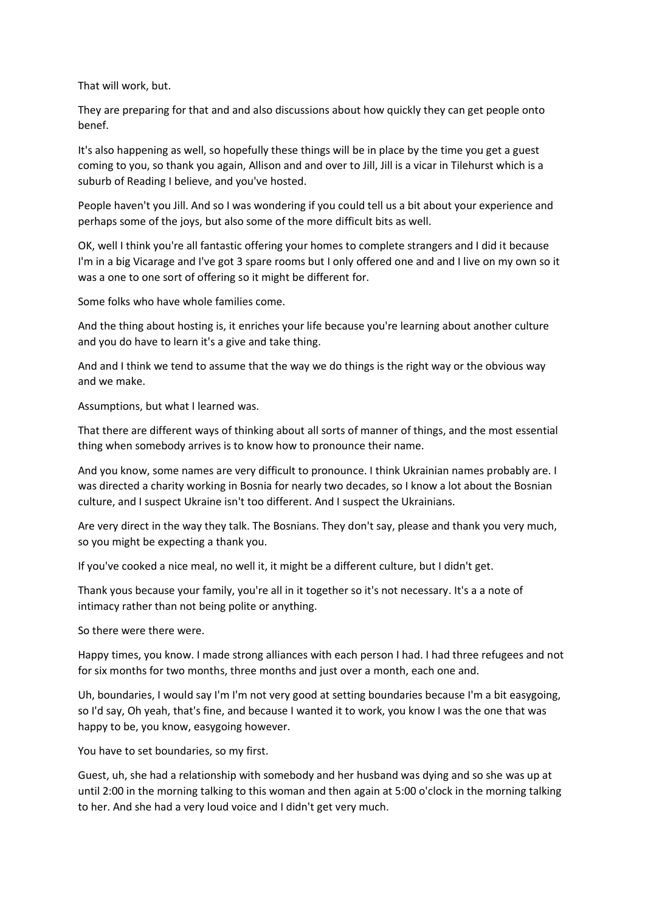That will work, but.

They are preparing for that and and also discussions about how quickly they can get people onto benef.

It's also happening as well, so hopefully these things will be in place by the time you get a guest coming to you, so thank you again, Allison and and over to Jill, Jill is a vicar in Tilehurst which is a suburb of Reading I believe, and you've hosted.

People haven't you Jill. And so I was wondering if you could tell us a bit about your experience and perhaps some of the joys, but also some of the more difficult bits as well.

OK, well I think you're all fantastic offering your homes to complete strangers and I did it because I'm in a big Vicarage and I've got 3 spare rooms but I only offered one and and I live on my own so it was a one to one sort of offering so it might be different for.

Some folks who have whole families come.

And the thing about hosting is, it enriches your life because you're learning about another culture and you do have to learn it's a give and take thing.

And and I think we tend to assume that the way we do things is the right way or the obvious way and we make.

Assumptions, but what I learned was.

That there are different ways of thinking about all sorts of manner of things, and the most essential thing when somebody arrives is to know how to pronounce their name.

And you know, some names are very difficult to pronounce. I think Ukrainian names probably are. I was directed a charity working in Bosnia for nearly two decades, so I know a lot about the Bosnian culture, and I suspect Ukraine isn't too different. And I suspect the Ukrainians.

Are very direct in the way they talk. The Bosnians. They don't say, please and thank you very much, so you might be expecting a thank you.

If you've cooked a nice meal, no well it, it might be a different culture, but I didn't get.

Thank yous because your family, you're all in it together so it's not necessary. It's a a note of intimacy rather than not being polite or anything.

So there were there were.

Happy times, you know. I made strong alliances with each person I had. I had three refugees and not for six months for two months, three months and just over a month, each one and.

Uh, boundaries, I would say I'm I'm not very good at setting boundaries because I'm a bit easygoing, so I'd say, Oh yeah, that's fine, and because I wanted it to work, you know I was the one that was happy to be, you know, easygoing however.

You have to set boundaries, so my first.

Guest, uh, she had a relationship with somebody and her husband was dying and so she was up at until 2:00 in the morning talking to this woman and then again at 5:00 o'clock in the morning talking to her. And she had a very loud voice and I didn't get very much.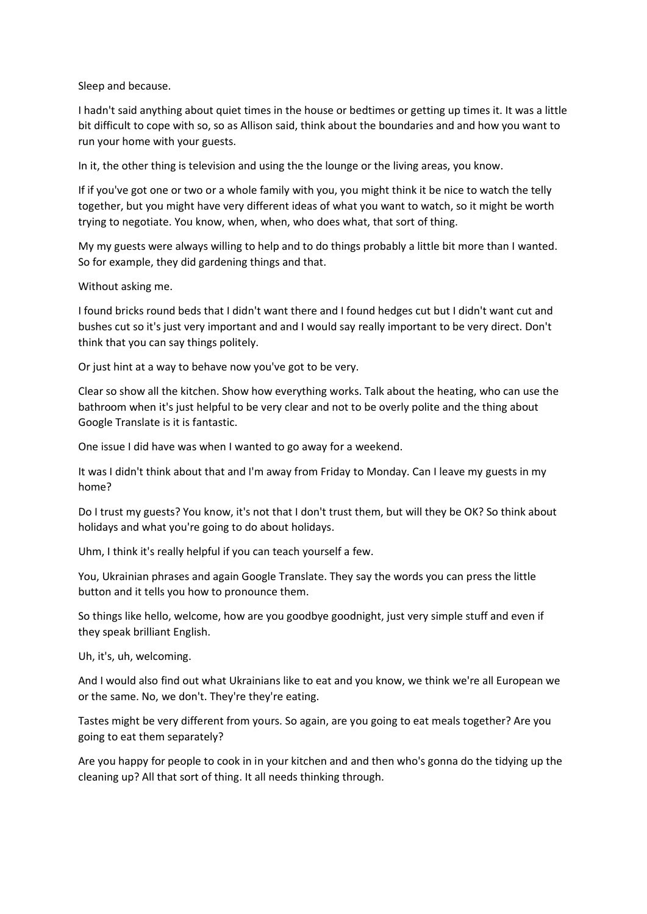Sleep and because.

I hadn't said anything about quiet times in the house or bedtimes or getting up times it. It was a little bit difficult to cope with so, so as Allison said, think about the boundaries and and how you want to run your home with your guests.

In it, the other thing is television and using the the lounge or the living areas, you know.

If if you've got one or two or a whole family with you, you might think it be nice to watch the telly together, but you might have very different ideas of what you want to watch, so it might be worth trying to negotiate. You know, when, when, who does what, that sort of thing.

My my guests were always willing to help and to do things probably a little bit more than I wanted. So for example, they did gardening things and that.

Without asking me.

I found bricks round beds that I didn't want there and I found hedges cut but I didn't want cut and bushes cut so it's just very important and and I would say really important to be very direct. Don't think that you can say things politely.

Or just hint at a way to behave now you've got to be very.

Clear so show all the kitchen. Show how everything works. Talk about the heating, who can use the bathroom when it's just helpful to be very clear and not to be overly polite and the thing about Google Translate is it is fantastic.

One issue I did have was when I wanted to go away for a weekend.

It was I didn't think about that and I'm away from Friday to Monday. Can I leave my guests in my home?

Do I trust my guests? You know, it's not that I don't trust them, but will they be OK? So think about holidays and what you're going to do about holidays.

Uhm, I think it's really helpful if you can teach yourself a few.

You, Ukrainian phrases and again Google Translate. They say the words you can press the little button and it tells you how to pronounce them.

So things like hello, welcome, how are you goodbye goodnight, just very simple stuff and even if they speak brilliant English.

Uh, it's, uh, welcoming.

And I would also find out what Ukrainians like to eat and you know, we think we're all European we or the same. No, we don't. They're they're eating.

Tastes might be very different from yours. So again, are you going to eat meals together? Are you going to eat them separately?

Are you happy for people to cook in in your kitchen and and then who's gonna do the tidying up the cleaning up? All that sort of thing. It all needs thinking through.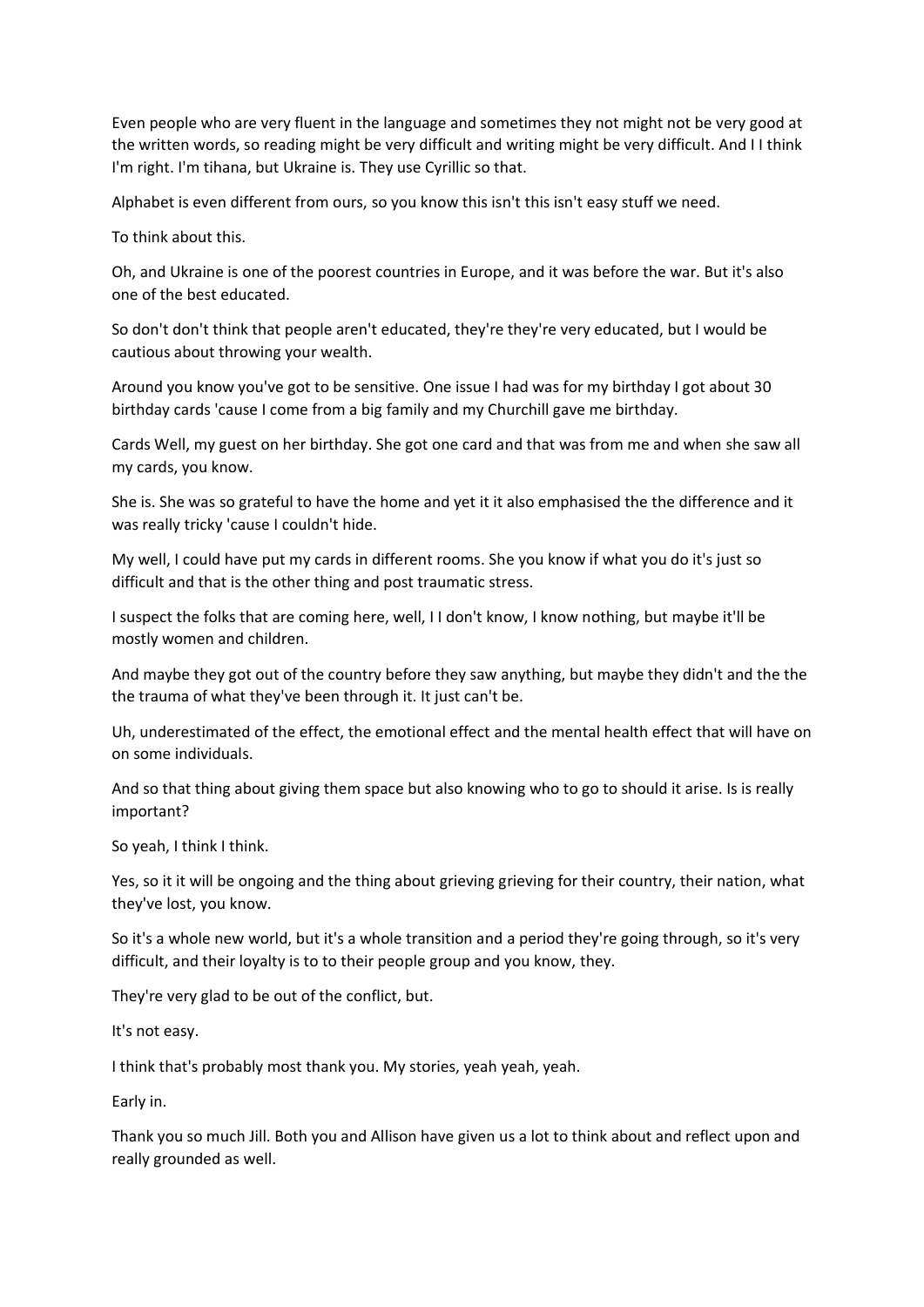Even people who are very fluent in the language and sometimes they not might not be very good at the written words, so reading might be very difficult and writing might be very difficult. And I I think I'm right. I'm tihana, but Ukraine is. They use Cyrillic so that.

Alphabet is even different from ours, so you know this isn't this isn't easy stuff we need.

To think about this.

Oh, and Ukraine is one of the poorest countries in Europe, and it was before the war. But it's also one of the best educated.

So don't don't think that people aren't educated, they're they're very educated, but I would be cautious about throwing your wealth.

Around you know you've got to be sensitive. One issue I had was for my birthday I got about 30 birthday cards 'cause I come from a big family and my Churchill gave me birthday.

Cards Well, my guest on her birthday. She got one card and that was from me and when she saw all my cards, you know.

She is. She was so grateful to have the home and yet it it also emphasised the the difference and it was really tricky 'cause I couldn't hide.

My well, I could have put my cards in different rooms. She you know if what you do it's just so difficult and that is the other thing and post traumatic stress.

I suspect the folks that are coming here, well, I I don't know, I know nothing, but maybe it'll be mostly women and children.

And maybe they got out of the country before they saw anything, but maybe they didn't and the the the trauma of what they've been through it. It just can't be.

Uh, underestimated of the effect, the emotional effect and the mental health effect that will have on on some individuals.

And so that thing about giving them space but also knowing who to go to should it arise. Is is really important?

So yeah, I think I think.

Yes, so it it will be ongoing and the thing about grieving grieving for their country, their nation, what they've lost, you know.

So it's a whole new world, but it's a whole transition and a period they're going through, so it's very difficult, and their loyalty is to to their people group and you know, they.

They're very glad to be out of the conflict, but.

It's not easy.

I think that's probably most thank you. My stories, yeah yeah, yeah.

Early in.

Thank you so much Jill. Both you and Allison have given us a lot to think about and reflect upon and really grounded as well.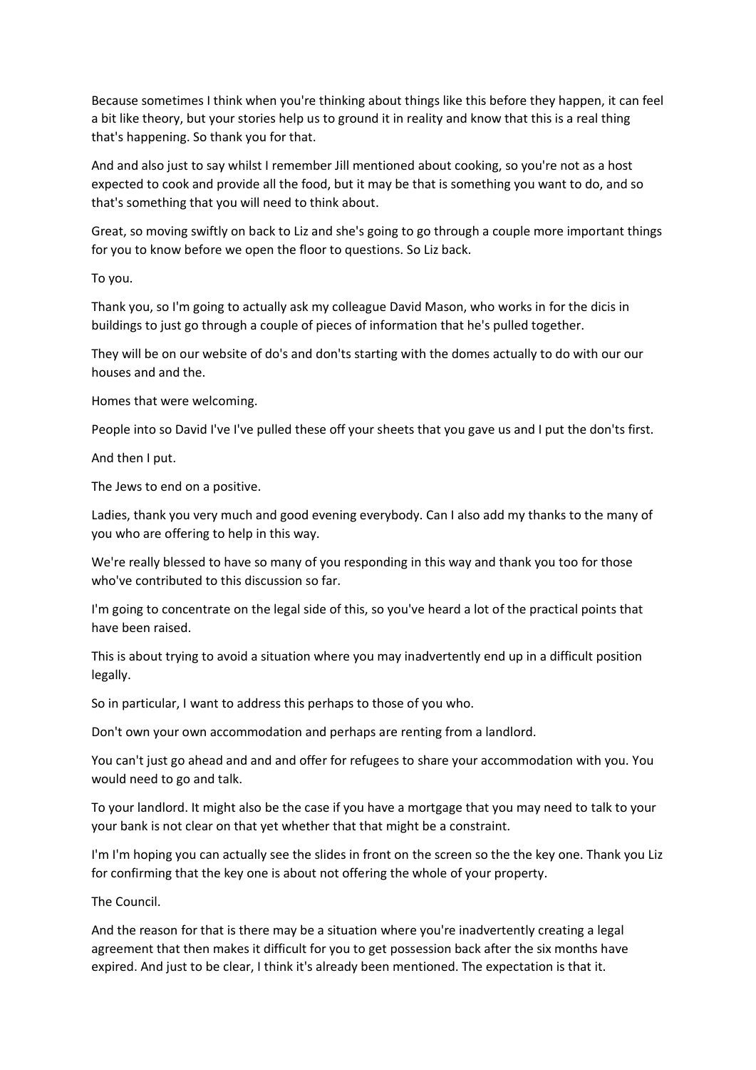Because sometimes I think when you're thinking about things like this before they happen, it can feel a bit like theory, but your stories help us to ground it in reality and know that this is a real thing that's happening. So thank you for that.

And and also just to say whilst I remember Jill mentioned about cooking, so you're not as a host expected to cook and provide all the food, but it may be that is something you want to do, and so that's something that you will need to think about.

Great, so moving swiftly on back to Liz and she's going to go through a couple more important things for you to know before we open the floor to questions. So Liz back.

To you.

Thank you, so I'm going to actually ask my colleague David Mason, who works in for the dicis in buildings to just go through a couple of pieces of information that he's pulled together.

They will be on our website of do's and don'ts starting with the domes actually to do with our our houses and and the.

Homes that were welcoming.

People into so David I've I've pulled these off your sheets that you gave us and I put the don'ts first.

And then I put.

The Jews to end on a positive.

Ladies, thank you very much and good evening everybody. Can I also add my thanks to the many of you who are offering to help in this way.

We're really blessed to have so many of you responding in this way and thank you too for those who've contributed to this discussion so far.

I'm going to concentrate on the legal side of this, so you've heard a lot of the practical points that have been raised.

This is about trying to avoid a situation where you may inadvertently end up in a difficult position legally.

So in particular, I want to address this perhaps to those of you who.

Don't own your own accommodation and perhaps are renting from a landlord.

You can't just go ahead and and and offer for refugees to share your accommodation with you. You would need to go and talk.

To your landlord. It might also be the case if you have a mortgage that you may need to talk to your your bank is not clear on that yet whether that that might be a constraint.

I'm I'm hoping you can actually see the slides in front on the screen so the the key one. Thank you Liz for confirming that the key one is about not offering the whole of your property.

The Council.

And the reason for that is there may be a situation where you're inadvertently creating a legal agreement that then makes it difficult for you to get possession back after the six months have expired. And just to be clear, I think it's already been mentioned. The expectation is that it.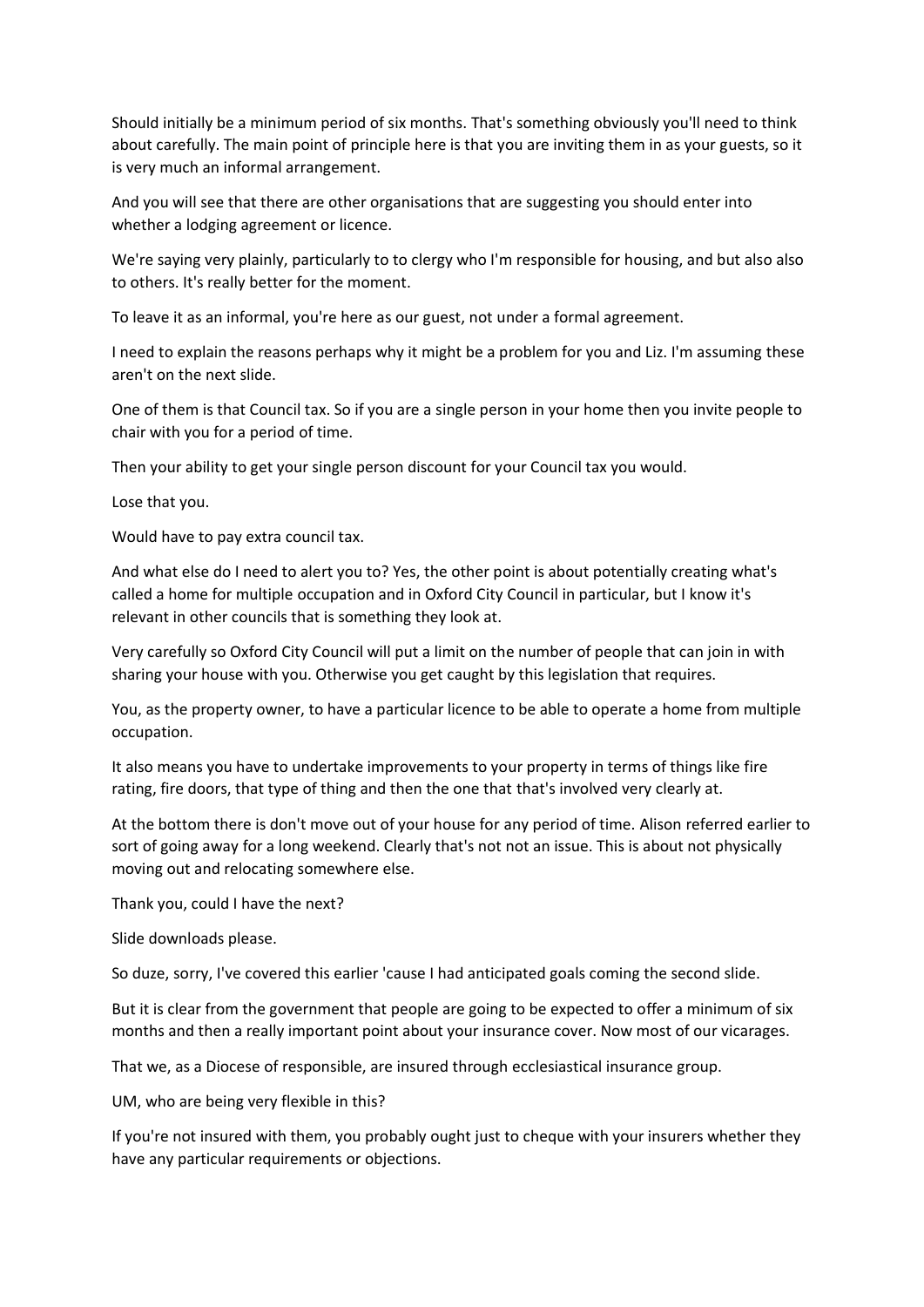Should initially be a minimum period of six months. That's something obviously you'll need to think about carefully. The main point of principle here is that you are inviting them in as your guests, so it is very much an informal arrangement.

And you will see that there are other organisations that are suggesting you should enter into whether a lodging agreement or licence.

We're saying very plainly, particularly to to clergy who I'm responsible for housing, and but also also to others. It's really better for the moment.

To leave it as an informal, you're here as our guest, not under a formal agreement.

I need to explain the reasons perhaps why it might be a problem for you and Liz. I'm assuming these aren't on the next slide.

One of them is that Council tax. So if you are a single person in your home then you invite people to chair with you for a period of time.

Then your ability to get your single person discount for your Council tax you would.

Lose that you.

Would have to pay extra council tax.

And what else do I need to alert you to? Yes, the other point is about potentially creating what's called a home for multiple occupation and in Oxford City Council in particular, but I know it's relevant in other councils that is something they look at.

Very carefully so Oxford City Council will put a limit on the number of people that can join in with sharing your house with you. Otherwise you get caught by this legislation that requires.

You, as the property owner, to have a particular licence to be able to operate a home from multiple occupation.

It also means you have to undertake improvements to your property in terms of things like fire rating, fire doors, that type of thing and then the one that that's involved very clearly at.

At the bottom there is don't move out of your house for any period of time. Alison referred earlier to sort of going away for a long weekend. Clearly that's not not an issue. This is about not physically moving out and relocating somewhere else.

Thank you, could I have the next?

Slide downloads please.

So duze, sorry, I've covered this earlier 'cause I had anticipated goals coming the second slide.

But it is clear from the government that people are going to be expected to offer a minimum of six months and then a really important point about your insurance cover. Now most of our vicarages.

That we, as a Diocese of responsible, are insured through ecclesiastical insurance group.

UM, who are being very flexible in this?

If you're not insured with them, you probably ought just to cheque with your insurers whether they have any particular requirements or objections.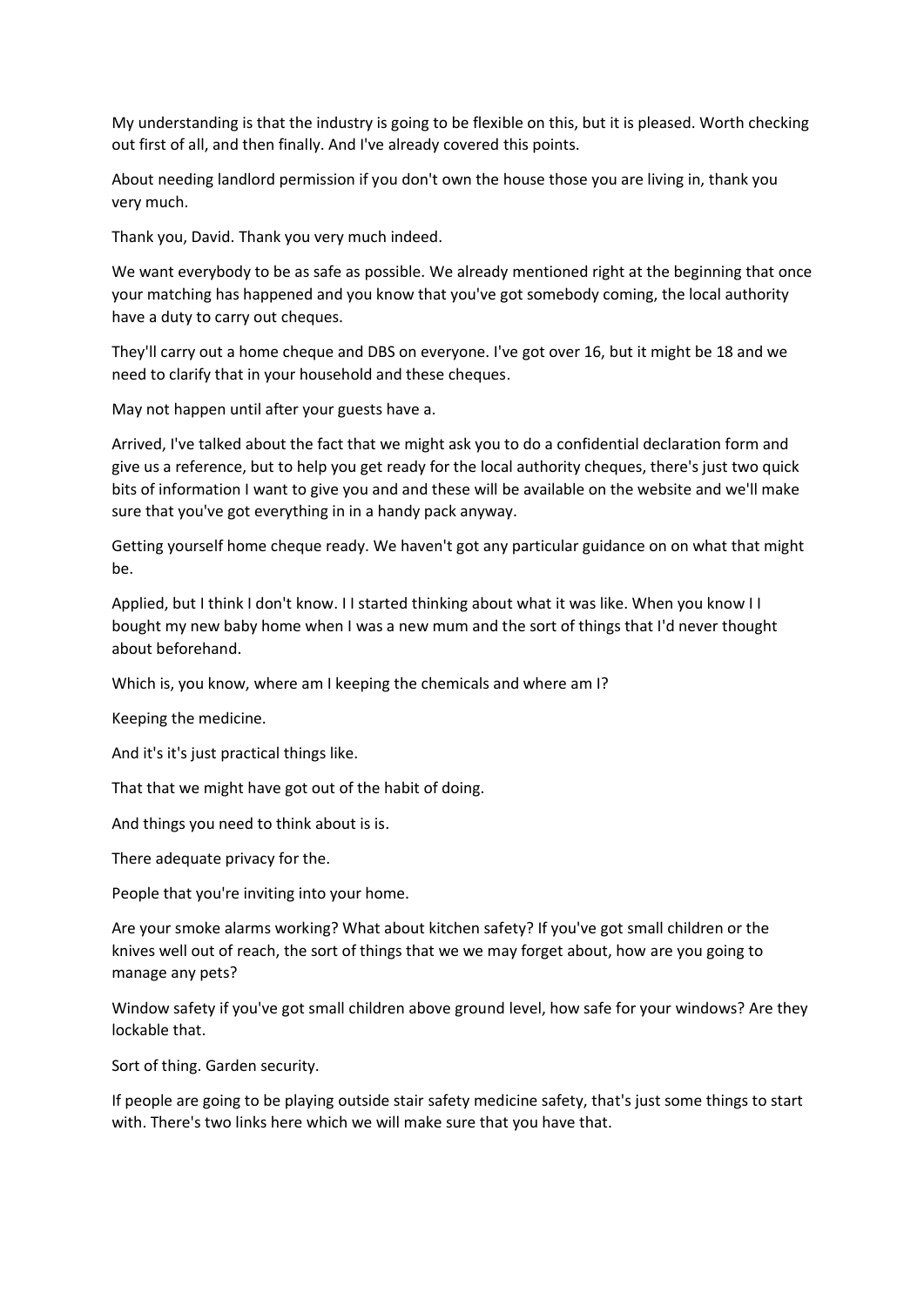My understanding is that the industry is going to be flexible on this, but it is pleased. Worth checking out first of all, and then finally. And I've already covered this points.

About needing landlord permission if you don't own the house those you are living in, thank you very much.

Thank you, David. Thank you very much indeed.

We want everybody to be as safe as possible. We already mentioned right at the beginning that once your matching has happened and you know that you've got somebody coming, the local authority have a duty to carry out cheques.

They'll carry out a home cheque and DBS on everyone. I've got over 16, but it might be 18 and we need to clarify that in your household and these cheques.

May not happen until after your guests have a.

Arrived, I've talked about the fact that we might ask you to do a confidential declaration form and give us a reference, but to help you get ready for the local authority cheques, there's just two quick bits of information I want to give you and and these will be available on the website and we'll make sure that you've got everything in in a handy pack anyway.

Getting yourself home cheque ready. We haven't got any particular guidance on on what that might be.

Applied, but I think I don't know. I I started thinking about what it was like. When you know I I bought my new baby home when I was a new mum and the sort of things that I'd never thought about beforehand.

Which is, you know, where am I keeping the chemicals and where am I?

Keeping the medicine.

And it's it's just practical things like.

That that we might have got out of the habit of doing.

And things you need to think about is is.

There adequate privacy for the.

People that you're inviting into your home.

Are your smoke alarms working? What about kitchen safety? If you've got small children or the knives well out of reach, the sort of things that we we may forget about, how are you going to manage any pets?

Window safety if you've got small children above ground level, how safe for your windows? Are they lockable that.

Sort of thing. Garden security.

If people are going to be playing outside stair safety medicine safety, that's just some things to start with. There's two links here which we will make sure that you have that.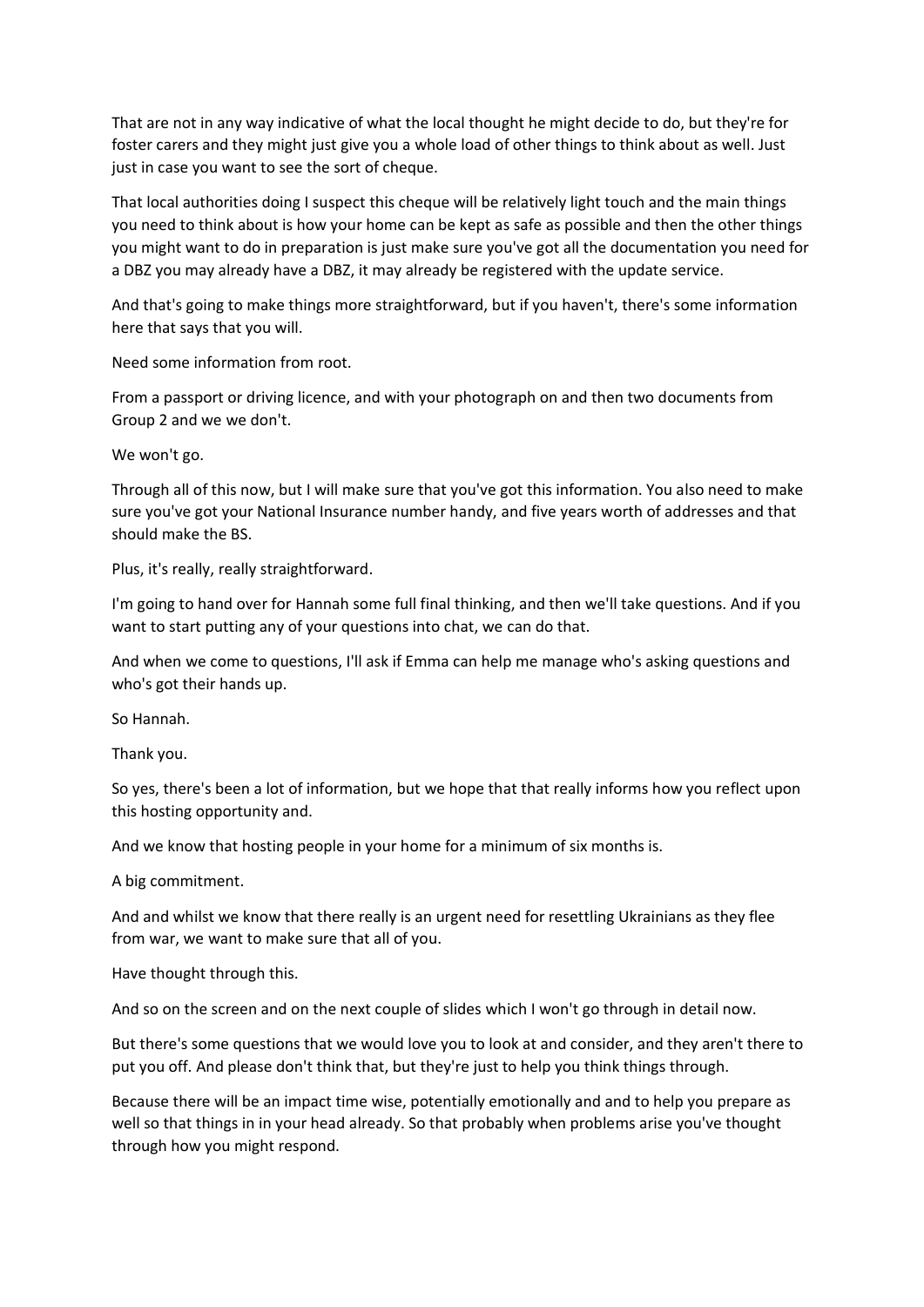That are not in any way indicative of what the local thought he might decide to do, but they're for foster carers and they might just give you a whole load of other things to think about as well. Just just in case you want to see the sort of cheque.

That local authorities doing I suspect this cheque will be relatively light touch and the main things you need to think about is how your home can be kept as safe as possible and then the other things you might want to do in preparation is just make sure you've got all the documentation you need for a DBZ you may already have a DBZ, it may already be registered with the update service.

And that's going to make things more straightforward, but if you haven't, there's some information here that says that you will.

Need some information from root.

From a passport or driving licence, and with your photograph on and then two documents from Group 2 and we we don't.

We won't go.

Through all of this now, but I will make sure that you've got this information. You also need to make sure you've got your National Insurance number handy, and five years worth of addresses and that should make the BS.

Plus, it's really, really straightforward.

I'm going to hand over for Hannah some full final thinking, and then we'll take questions. And if you want to start putting any of your questions into chat, we can do that.

And when we come to questions, I'll ask if Emma can help me manage who's asking questions and who's got their hands up.

So Hannah.

Thank you.

So yes, there's been a lot of information, but we hope that that really informs how you reflect upon this hosting opportunity and.

And we know that hosting people in your home for a minimum of six months is.

A big commitment.

And and whilst we know that there really is an urgent need for resettling Ukrainians as they flee from war, we want to make sure that all of you.

Have thought through this.

And so on the screen and on the next couple of slides which I won't go through in detail now.

But there's some questions that we would love you to look at and consider, and they aren't there to put you off. And please don't think that, but they're just to help you think things through.

Because there will be an impact time wise, potentially emotionally and and to help you prepare as well so that things in in your head already. So that probably when problems arise you've thought through how you might respond.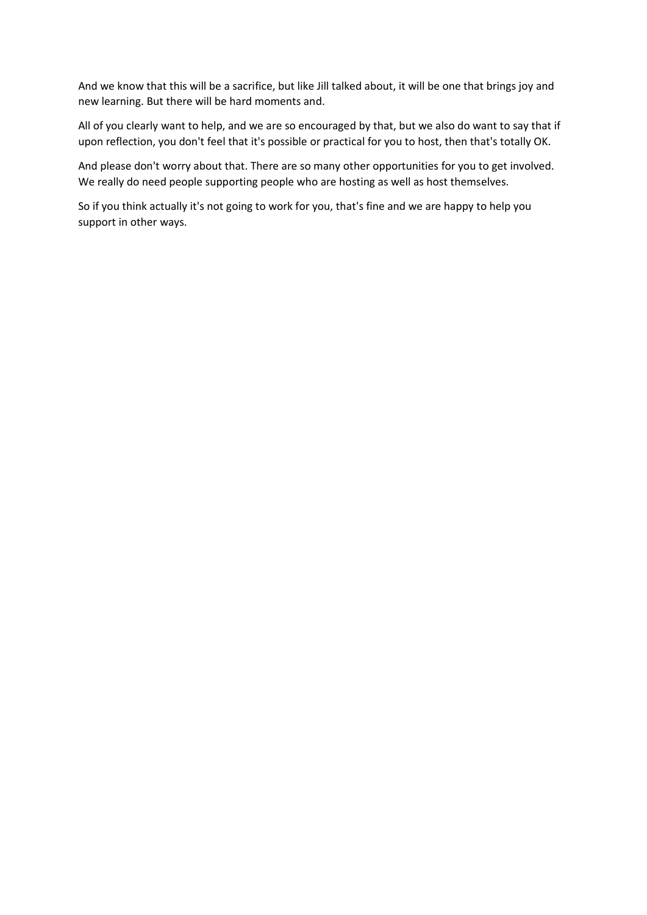And we know that this will be a sacrifice, but like Jill talked about, it will be one that brings joy and new learning. But there will be hard moments and.

All of you clearly want to help, and we are so encouraged by that, but we also do want to say that if upon reflection, you don't feel that it's possible or practical for you to host, then that's totally OK.

And please don't worry about that. There are so many other opportunities for you to get involved. We really do need people supporting people who are hosting as well as host themselves.

So if you think actually it's not going to work for you, that's fine and we are happy to help you support in other ways.